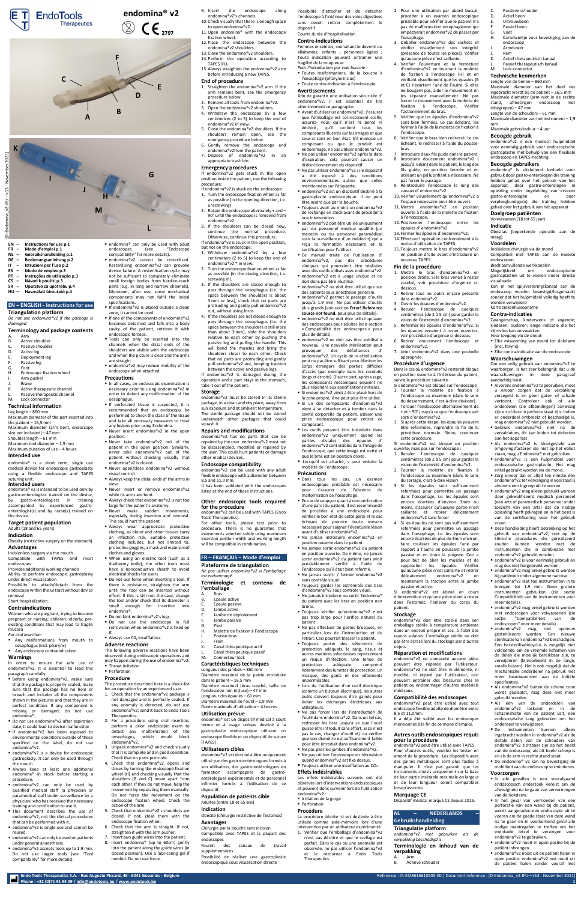# EndoTools Therapeutics

# endomina® v2

CE 2797

EN – **Instructions for use p.1**
FR – **Mode d'emploi p.1**
NL – **Gebruikshandleiding p.1**
DE – **Bedienungsanleitung p.2**
IT – **Istruzioni per l'uso p.2**
ES – **Modo de empleo p.3**
PT – **Instruções de utilização p.3**
CS – **Návod k použití p.3**
SR – **Uputstvo za upotrebu p.4**
HU – **Használati útmutató p.4**

## EN – ENGLISH - Instructions for use

### Triangulation platform

*Do not use endomina®v2 if the package is damaged*

### Terminology and package contents

A. Arm
B. Active shoulder
C. Passive shoulder
D. Active leg
E. Deployment leg
F. Passive leg
G. Foot
H. Endoscope fixation wheel
I. Arm pusher
J. Brake
K. Active therapeutic channel
L. Passive therapeutic channel
M. Lock connector

### Technical information

Leg length – 860 mm
Maximum diameter of the part inserted into the patient – 16,5 mm
Maximum diameter (arm bent, endoscope size not included) – 47 mm
Shoulder length – 61 mm
Maximum tool diameter – 1,9 mm
Maximum duration of use – 4 hours

### Intended use

endomina® is a short term, single use medical device for endoscopic gastroplasty using a flexible endoscope and TAPES suturing unit.

### Intended users

endomina® v2 is intended to be used only by gastro-enterologists trained on the device, by gastro-enterologists in training accompanied by experienced gastro-enterologist(s) and by nurse(s) trained on the device.

### Target patient population

Adults (18 and 65 years)

### Indication

Obesity (restrictive surgery on the stomach)

### Advantages

Incisionless surgery via the mouth
Compatible with TAPES and most endoscopes
Provides additional working channels
Ability to perform endoscopic gastroplasty under direct visualization
Possibility to attach/detach from the endoscope within the GI tract without device removal
Short hospitalization.

### Contraindications

Women who are pregnant, trying to become pregnant or nursing; children; elderly; pre-existing conditions that may lead to fragile mucosa

*For oral insertion:*

- Any malformations from mouth to oesophagus (incl. pharynx)
- Any endoscopy contraindication

### Warnings

In order to ensure the safe use of endomina®v2, it is essential to read this paragraph carefully.

- Before using endomina®v2, make sure that the package is properly sealed, make sure that the package has no hole or breach and includes all the components shown in the pictures and that they are in perfect condition. If any component is missing or damaged, do not use endomina®.
- Do not use endomina®v2 after expiration date, it could lead to device malfunction
- If endomina®v2 has been exposed to environmental conditions outside of those specified on the label, do not use endomina®v2.
- endomina®v2 is a device for endoscopic gastroplasty. It can only be used through the mouth
- Always keep at least one additional endomina® in stock before starting a procedure.
- endomina®v2 can only be used by qualified medical staff (a physician or paramedical staff under surveillance by a physician) who has received the necessary training and certification to use it.
- This document describes the use of endomina®v2, not the clinical procedures that can be performed with it.
- endomina®v2 is single-use and cannot be reused.
- endomina®v2 can only be used in patients under general anaesthesia.
- endomina®v2 accepts tools up to 1.9 mm. Do not use larger tools (see "Tool compatibility" for more details).
- endomina®v2 can only be used with adult endoscopes (see "Endoscope compatibility" for more details).
- endomina®v2 cannot be resterilised. Resterilising endomina®v2 can provoke device failure. A resterilisation cycle may not be sufficient to completely eliminate small foreign bodies from hard-to-reach parts (e.g. in long and narrow channels). Moreover, after use, some mechanical components may not fulfil the initial specifications.
- If endomina®v2 is placed outside a clean zone, it cannot be used.
- If one of the components of endomina®v2 becomes detached and falls into a body cavity of the patient, retrieve it with endoscopic forceps.
- Tools can only be inserted into the channels when the distal ends of the shoulders are visible with the endoscope and when the picture is clear and the arms are straight.
- endomina®v2 may reduce mobility of the endoscope when attached.

### Precautions

- In all cases, an endoscopic examination is necessary prior to using endomina®v2 in order to detect any malformation of the oesophagus.
- If perforated tissue is suspected, it is recommended that an endoscopy be performed to check the state of the tissue and take all necessary measures to treat any lesions prior using Endomina.
- Never insert endomina®v2 in the open position.
- Never take endomina®v2 out of the patient in the open position. Similarly, never take endomina®v2 out of the patient without checking visually that endomina®v2 is closed.
- Never open/close endomina®v2 without visual control.
- Always keep the distal ends of the arms in view.
- Never insert or remove endomina®v2 while its arms are bent.
- Always check that endomina®v2 is not too large for the patient's anatomy.
- Never make sudden movements, especially during insertion and removal. This could hurt the patient.
- Always wear appropriate protective clothing, as blood and other tissues carry an infection risk. Suitable protective clothing includes, but not limited to, protective goggles, a mask and waterproof clothes and gloves.
- When using an electric tool (such as a diathermy knife), the other tools must have a nonconductive sheath to avoid electrical shocks for users.
- Do not use force when inserting a tool. If there is resistance, straighten the arm until the tool can be inserted without effort. If this is still not the case, change the tool and/or check that its diameter is small enough for insertion into endomina®.
- Do not kink endomina®v2's legs.
- Do not use the endoscope in full retrovision when endomina®v2 is fixed on it.
- Always use $CO_2$ insufflation.

### Adverse reactions

The following adverse reactions have been observed during endoscopic operations and may happen during the use of endomina®v2:

- Throat irritation
- Perforation

### Procedure

The procedure described here is a check-list for an operation by an experienced user.

1. Check that the endomina®v2 package is not damaged and is perfectly sealed. If any anomaly is detected, do not use endomina®v2; send it back to Endo Tools Therapeutics.
2. For a procedure using oral insertion, perform a prior endoscopic exam to detect any malformation of the oesophagus, which would block endomina®v2.
3. Unpack endomina®v2 and check visually that it is complete and in good condition. Check that no parts protrude.
4. Check that endomina®v2 opens and closes by turning the endoscope fixation wheel (H) and checking visually that the shoulders (B and C) move apart from each other. If they do not move, help the movement by separating them manually. Do not force the movement on the endoscope fixation wheel. Check the action of the arm.
5. Check that endomina®v2's shoulders are closed. If not, close them with the endoscope fixation wheel.
6. Check that the arm is straight. If not, straighten it with the arm pusher.
7. Insert two guide wires into the patient.
8. Insert endomina® (up to 60cm) gently into the patient along the guide wires (in closed position). Use a lubricating gel if needed. Do not use force.
9. Insert the endoscope along endomina®v2's channels.
10. Check visually that there is enough space to open endomina®v2.
11. Open endomina® with the endoscope fixation wheel.
12. Place the endoscope between the endomina®v2 shoulders.
13. Close the endomina®v2 shoulders.
14. Perform the operation according to TAPES IFU.
15. Always straighten the endomina®v2 arm before introducing a new TAPES.

### End of procedure

1. Straighten the endomina®v2 arm. If the arm remains bent, see the emergency procedure below.
2. Remove all tools from endomina®v2.
3. Open the endomina®v2 shoulders.
4. Withdraw the endoscope by a few centimetres (2 to 5) to keep the end of endomina®v2 in view.
5. Close the endomina®v2 shoulders. If the shoulders remain open, see the emergency procedure below.
6. Gently remove the endoscope and endomina®v2from the patient.
7. Dispose of endomina®v2 in an appropriate trash bin.

### Emergency procedures

If endomina®v2 gets stuck in the open position inside the patient, use the following procedure:

If endomina®v2 is stuck on the endoscope:

1. Turn the endoscope fixation wheel as far as possible (in the opening direction, i.e. unscrewing)
2. Rotate the endoscope alternately + and – 90° until the endoscope is removed from endomina®v2
3. If the shoulders can be closed now, continue the normal procedure. Otherwise, continue this procedure.

If endomina®v2 is stuck in the open position, but not on the endoscope:

1. Withdraw endomina®v2 by a few centimeters (2 to 5) to keep the end of endomina®v2 ® in view.
2. Turn the endoscope fixation wheel as far as possible (in the closing direction, i.e. screwing in).
3. If the shoulders are closed enough to pass through the oesophagus (i.e. the space between the shoulders is about 3mm or less), check that no parts are protruding and gently pull endomina®v2 out, without using force.
4. If the shoulders are not closed enough to pass through the oesophagus (i.e. the space between the shoulders is still more than about 3 mm), slide the shoulders relative to each other by pushing the passive leg and pulling the handle. This will bend the muscles and bring the shoulders closer to each other. Check that no parts are protruding and gently pull endomina®v2 out, keeping traction between the active and passive legs.

If endomina®v2 is damaged during the operation and a part stays in the stomach, take it out of the patient.

### Storage

endomina®v2 must be stored in its sterile package, in a clean and dry place, away from sun exposure and at ambient temperature. The sterile package should not be stored underneath other packages that could squash it.

### Repairs and modifications

endomina®v2 has no parts that can be repaired by the user. endomina®v2 must not be disassembled, modified or repaired by the user. This could hurt patients or damage other medical devices.

### Endoscope compatibility

endomina®v2 can be used with any adult flexible endoscope with a diameter between 8.5 and 11.0 mm.

It has been validated with the endoscopes listed at the end of these instructions.

### Other endoscopic tools required for the procedure

endomina®v2 can be used with TAPES (Endo Tools Therapeutics).

For other tools, please test prior to procedure. There is no guarantee that instruments selected solely using maximum insertion portion width and working length will be compatible in combination.

## FR – FRANÇAIS – Mode d'emploi

### Plateforme de triangulation

*Ne pas utiliser endomina®v2 si l'emballage est endommagé.*

### Terminologie et contenu de l'emballage

A. Bras
B. Epaule active
C. Epaule passive
D. Jambe active
E. Jambe de déploiement
F. Jambe passive
G. Pied
H. Molette de fixation à l'endoscope
I. Pousse-bras
J. Frein
K. Canal thérapeutique actif
L. Canal thérapeutique passif
M. Connecteur lock

### Caractéristiques techniques

Longueur des jambes – 860 mm
Diamètre maximal de la partie introduite dans le patient – 16,5 mm
Diamètre maximal (bras courbé, taille de l'endoscope non incluse) – 47 mm
Longueur des épaules – 61 mm
Diamètre maximal de l'outil – 1,9 mm
Durée maximale d'utilisation – 4 heures

### Utilisation prévue

endomina® est un dispositif médical à court terme et à usage unique destiné à la gastroplastie endoscopique utilisant un endoscope flexible et un dispositif de suture (TAPES)

### Utilisateurs cibles

endomina®v2 est destiné à être uniquement utilisé par des gastro-entérologues formés à son utilisation, des gastro-entérologues en formation accompagnés de gastro-entérologues expérimentés et de personnel infirmier formés à l'utilisation de ce dispositif.

### Population de patients cible

Adultes (entre 18 et 65 ans)

### Indication

Obésité (chirurgie restrictive de l'estomac)

### Avantages

Chirurgie par la bouche sans incision
Compatible avec TAPES et la plupart des endoscopes
Fournit des canaux de travail supplémentaires
Possibilité de réaliser une gastroplastie endoscopique sous visualisation directe
Possibilité d'attacher et de détacher l'endoscope à l'intérieur des voies digestives sans devoir retirer complètement le dispositif
Courte durée d'hospitalisation.

### Contre-indications

Femmes enceintes, souhaitant le devenir ou allaitantes; enfants ; personnes âgées ; Tout indication pouvant entrainer une fragilité de la muqueuse

*Pour l'introduction par voie buccale :*

- Toutes malformations, de la bouche à l'œsophage (pharynx inclus)
- Toute contre-indication à l'endoscopie

### Avertissements

Afin de garantir une utilisation sécurisée d' endomina®v2, il est essentiel de lire attentivement ce paragraphe.

- Avant d'utiliser un endomina®v2, s'assurer que l'emballage est correctement scellé, assurez- vous qu'il n'est ni percé ni déchiré, qu'il contient tous les composants illustrés sur les images et que ceux-ci sont en bon état. S'il manque un composant ou que le produit est endommagé, ne pas utiliser endomina®v2.
- Ne pas utiliser endomina®v2 après la date d'expiration, cela pourrait causer un disfonctionnement du dispositif
- Ne pas utiliser endomina®v2 si le dispositif a été exposé à des conditions environnementales autres que celles mentionnées sur l'étiquette.
- endomina®v2 est un dispositif destiné à la gastroplastie endoscopique. Il ne peut être inséré que par la bouche.
- Toujours avoir au moins un endomina®v2 de rechange en stock avant de procéder à une intervention.
- endomina®v2 doit être utilisé uniquement par du personnel médical qualifié (un médecin ou du personnel paramédical sous la surveillance d'un médecin) qui a reçu la formation nécessaire et la certification pour l'utiliser.
- Ce manuel traite de l'utilisation d' endomina®v2, pas des procédures cliniques qui pourraient être réalisées avec des outils utilisés avec endomina®v2
- endomina®v2 est à usage unique et ne doit donc pas être réutilisé.
- endomina®v2 ne doit être utilisé que sur des patients sous anesthésie générale.
- endomina®v2 permet le passage d'outils jusqu'à 1.9 mm. Ne pas utiliser d'outils plus grands (voir section **Error! Reference source not found.** pour plus de détails).
- endomina®v2 ne doit être utilisé qu'avec des endoscopes pour adultes (voir section « Compatibilité des endoscopes » pour plus de détails).
- endomina®v2 ne peut pas être stérilisé à nouveau. Une nouvelle stérilisation peut provoquer des défaillances d' endomina®v2. Un cycle de re-stérilisation peut ne pas être suffisant pour éliminer les corps étrangers des parties difficiles d'accès (par exemple dans les conduits longs et étroits). D'autre part, après usage, les composants mécaniques peuvent ne plus répondre aux spécifications initiales.
- Si endomina®v2 vient à être placé hors de la zone propre, il ne peut plus être utilisé.
- Si un des composants d'endomina®v2 vient à se détacher et à tomber dans la cavité corporelle du patient, utiliser une pince endoscopique pour retirer ce composant.
- Les outils peuvent être introduits dans endomina®v2 uniquement quand les parties distales des épaules d' endomina®v2 sont visibles dans l'image de l'endoscope, que cette image est nette et que le bras est en position droite.
- Lorsqu'il est attaché, il peut réduire la mobilité de l'endoscope.

### Précautions

- Dans tous les cas, un examen endoscopique préalable est nécessaire pour s'assurer de l'absence de malformation de l'œsophage.
- En cas de soupçon quant à une perforation d'une paroi du patient, il est recommandé de procéder à une endoscopie pour vérifier le bon état de cette paroi et le cas échéant de prendre toute mesure nécessaire pour soigner l'éventuelle lésion avant d'utiliser endomina®v2.
- Ne jamais introduire endomina®v2 en position ouverte dans le patient.
- Ne jamais sortir endomina®v2 du patient en position ouverte. De même, ne jamais sortir endomina®v2 du patient sans avoir préalablement vérifié à l'aide de l'endoscope qu'il était bien refermé.
- Ne jamais ouvrir / fermer endomina®v2 sans contrôle visuel.
- Toujours garder les extrémités des bras d'endomina®v2 sous contrôle visuel.
- Ne jamais introduire ou sortir Endomina® du patient avec les bras en position non droite.
- Toujours vérifier qu'endomina®v2 n'est pas trop large pour l'orifice naturel du patient.
- Ne pas effectuer de gestes brusques, en particulier lors de l'introduction et du retrait. Ceci pourrait blesser le patient.
- Toujours porter des vêtements de protection adéquats, le sang, tissus et autres matières infectieuses représentant un risque d'infection. Une tenue de protection adéquate comprend notamment des lunettes de protection, un masque, des gants et des vêtements imperméables.
- Lors de l'utilisation d'un outil électrique (comme un bistouri électrique), les autres outils doivent toujours être gainés pour éviter les décharges électriques aux utilisateurs.
- Ne pas forcer lors de l'introduction de l'outil dans endomina®v2. Dans un tel cas, redresser le bras jusqu'à ce que l'outil puisse être introduit sans effort. Si ce n'est pas le cas, changer d'outil et/ ou vérifier que son diamètre est suffisamment faible pour être introduit dans endomina®v2.
- Ne pas plier les jambes d'endomina®v2.
- Ne pas utiliser l'endoscope en rétrovision quand endomina®v2 est fixé dessus.
- Toujours utiliser une insufflation au $CO_2$.

### Effets indésirables

Les effets indésirables suivants ont été observés lors d'interventions endoscopiques et peuvent donc survenir lors de l'utilisation endomina®v2 :

- Irritation de la gorge
- Perforation

### Procédure

La procédure décrite ici est destinée à être utilisée comme aide-mémoire lors d'une intervention par un utilisateur expérimenté.

1. Vérifier que l'emballage d'endomina®v2 n'est pas déchiré et que le scellage est parfait. Dans le cas où une anomalie est observée, ne pas utiliser l'endomina®v2 et le retourner à Endo Tools Therapeutics.
2. Pour une utilisation par abord buccal, procéder à un examen endoscopique préalable pour vérifier que le patient n'a pas de malformation œsophagienne qui empêcherait endomina®v2 de passer par l'œsophage.
3. Déballer endomina®v2 des sachets et vérifier visuellement son intégrité (présence de toutes les pièces). Vérifier qu'aucune pièce n'est saillante.
4. Vérifier l'ouverture et la fermeture d'endomina®v2 en tournant la molette de fixation à l'endoscope (H) et en vérifiant visuellement que les épaules (B et C) s'écartent l'une de l'autre. Si elles ne bougent pas, aider le mouvement en les séparant manuellement. Ne pas forcer le mouvement avec la molette de fixation à l'endoscope. Vérifier l'actionnement du bras.
5. Vérifier que les épaules d'endomina®v2 sont bien fermées. Le cas échéant, les fermer à l'aide de la molette de fixation à l'endoscope.
6. Vérifier que le bras bien redressé. Le cas échéant, le redresser à l'aide du pousse-bras.
7. Introduire deux fils guide dans le patient.
8. Introduire doucement endomina®v2 ( jusqu'à 60cm) dans le patient, le long des fils guide, en position fermée et en utilisant un gel lubrifiant si nécessaire. Ne pas forcer le passage.
9. Réintroduire l'endoscope le long des canaux d' endomina®v2.
10. Vérifier visuellement qu'endomina®v2 a l'espace nécessaire pour être ouvert.
11. Mettre endomina®v2 en position ouverte à l'aide de la molette de fixation à l'endoscope.
12. Positionner l'endoscope entre les épaules d'endomina®v2.
13. Fermer les épaules d'endomina®v2.
14. Effectuer l'opération conformément à la notice d'utilisation de TAPES.
15. Toujours mettre le bras d'endomina®v2 en position droite avant d'introduire un nouveau TAPES.

### Fin de la procédure

1. Mettre le bras d'endomina®v2 en position droite. Si le bras venait à rester courbé, voir procédure d'urgence ci-dessous.
2. Retirer tous les outils encore présents dans endomina®v2.
3. Ouvrir les épaules d'endomina®v2.
4. Reculer l'endoscope de quelques centimètres (de 2 à 5 cm) pour garder la vision de l'extrémité d'endomina®v2.
5. Refermer les épaules d'endomina®v2. Si les épaules venaient à rester ouvertes, voir procédure d'urgence ci-dessous.
6. Retirer doucement l'endoscope et endomina®v2.
7. Jeter endomina®v2 dans une poubelle appropriée.

### Procédure d'urgence

Dans le cas où endomina®v2 resterait bloqué en position ouverte à l'intérieur du patient, suivre la procédure suivante :

Si endomina®v2 est bloqué sur l'endoscope

1. Tourner la molette de fixation à l'endoscope au maximum (dans le sens du desserrement, c'est-à-dire dévisser).
2. Torquer l'endoscope alternativement de + et – 90° jusqu'à ce que l'endoscope soit sorti d'endomina®v2.
3. Si après cette étape, les épaules peuvent être refermées, reprendre la fin de la procédure normale. Sinon, continuer cette procédure.

Si endomina®v2 est bloqué en position ouverte, mais pas sur l'endoscope :

1. Reculer l'endoscope de quelques centimètres (de 2 à 5 cm) pour garder la vision de l'extrémité d'endomina®v2.
2. Tourner la molette de fixation à l'endoscope au maximum (dans le sens du serrage, c'est-à-dire visser)
3. Si les épaules sont suffisamment refermées pour permettre un passage dans l'œsophage, i.e. les épaules sont encore écartées d'environ 3mm ou moins, s'assurer qu'aucune partie n'est saillante et retirer délicatement endomina®v2 sans forcer
4. Si les épaules ne sont pas suffisamment refermées pour permettre un passage dans l'œsophage, i.e. les épaules sont encore écartées de plus de 3mm environ, faire coulisser les épaules l'une par rapport à l'autre en poussant la jambe passive et en tirant la poignée. Ceci a pour but de plier les muscles et de rapprocher les épaules. Vérifier qu'aucune pièce n'est saillante et retirer délicatement endomina®v2 en maintenant la traction entre la jambe passive et active.

Si endomina®v2 est abimé en cours d'intervention et qu'une pièce vient à rester dans l'estomac, l'enlever du corps du patient.

### Stockage

endomina®v2 doit être stocké dans son emballage stérile à température ambiante dans un endroit propre et sec, à l'abri des rayons solaires. L'emballage stérile ne doit pas être stocké sous le stockage par d'autres objets.

### Réparation et modifications

endomina®v2 ne comporte aucune pièce pouvant être réparée par l'utilisateur. endomina®v2 ne doit être ni démonté, ni modifié, ni réparé par l'utilisateur, ceci pouvant entraîner des blessures chez le patient ou endommager d'autres matériels médicaux.

### Compatibilité des endoscopes

endomina®v2 peut être utilisé avec tout endoscope flexible adulte de diamètre entre 8,5 et 11,0mm.

Il a déjà été validé avec les endoscopes mentionnés à la fin de ce mode d'emploi.

### Autres outils endoscopiques requis pour la procédure

endomina®v2 peut être utilisé avec TAPES.

Pour d'autres outils, veuillez les tester en amont de la procédure. Les dispositifs avec des gaines métalliques sont plus faciles à manipuler. Il n'est pas garanti que les instruments choisis uniquement sur la base de leur partie insérable maximale en largeur et de leur longueur soient compatibles lorsqu'associés.

### Marquage CE

Dispositif médical marqué CE depuis 2015.

## NL – NEDERLANDS – Gebruikshandleiding

### Triangulatie platform

*endomina®v2 niet gebruiken als de verpakking beschadigd is.*

### Terminologie en inhoud van de verpakking

A. Arm
B. Actieve schouder
C. Passieve schouder
D. Actief been
E. Uitvouwbeen
F. Passief been
G. Voet
H. Kartelwieltje voor bevestiging aan de endoscoop
I. Armduwer
J. Rem
K. Actief therapeutisch kanaal
L. Passief therapeutisch kanaal
M. Lock-connector

### Technische kenmerken

Lengte van de benen – 860 mm
Maximale diameter van het deel dat ingebracht wordt bij de patiënt – 16,5 mm
Maximale diameter (arm niet in de rechte stand, afmetingen endoscoop niet inbegrepen) – 47 mm
Lengte van de schouders – 61 mm
Maximale diameter van het instrument – 1,9 mm
Maximale gebruiksduur – 4 uur

### Beoogde gebruik

endomina®v2 is een medisch hulpmiddel voor eenmalig gebruik voor endoscopische gastroplastie met behulp van een flexibele endoscoop en TAPES-hechting.

### Beoogde gebruikers

endomina® is uitsluitend bedoeld voor gebruik door gastro-enterologen die training hebben gehad over het gebruik van het apparaat, door gastro-enterologen in opleiding onder begeleiding van ervaren gastro-enterologen en door verpleegkundige(n) die training hebben gehad over het gebruik van het apparaat

### Doelgroep patiënten

Volwassenen (18 tot 65 jaar)

### Indicatie

Obesitas (beperkende operatie aan de maag)

### Voordelen

Incisieloze chirurgie via de mond
Compatibel met TAPES aan de meeste endoscopen
Biedt aanvullende werkkanalen
Mogelijkheid om endoscopische gastroplastiek uit te voeren onder directe visualisatie
Kan in het spijsverteringskanaal aan de endoscoop worden bevestigd/losgemaakt zonder dat het hulpmiddel volledig hoeft te worden verwijderd
Korte ziekenhuisopname

### Contra-indicaties

Zwangerschap, kinderwens of zogende; kinderen; ouderen; enige indicatie die het slijmvlies kan verzwakken

*Voor toegang via de mond:*

- Elke misvorming van mond tot slokdarm (incl. farynx)
- Elke contra-indicatie van de endoscopie

### Waarschuwingen

Om een veilig gebruik van endomina®v2 te waarborgen, is het zeer belangrijk dat u de waarschuwingen in deze paragraaf aandachtig leest.

- Alvorens endomina®v2 te gebruiken, moet u ervoor zorgen dat de verpakking verzegeld is en geen gaten of schade vertoont. Controleer ook of alle onderdelen (zie afbeeldingen) aanwezig zijn en of deze in perfecte staat zijn. Indien er onderdeel ontbreekt of beschadigd is, mag endomina®v2 niet gebruikt worden.
- endomina®v2 niet na de vervaldatum, dit kan leiden tot defecten aan het apparaat
- Als endomina®v2 is blootgesteld aan omgevingsfactoren die niet op het etiket staan, mag u Endomina® niet gebruiken.
- endomina®v2 is een hulpmiddel voor endoscopische gastroplastie. Het mag enkel gebruikt worden via de mond.
- Zorg ervoor dat er altijd ten minste één endomina®v2 ter vervanging in voorraad is alvorens een ingreep uit te voeren.
- endomina®v2 mag alleen gebruikt worden door gekwalificeerd medisch personeel (een arts of paramedisch personeel onder toezicht van een arts) dat de nodige opleiding heeft gekregen en in het bezit is van de certificering voor het gebruik ervan.
- Deze handleiding heeft betrekking op het gebruik van endomina®v2, niet op de klinische procedures die geïnstalleerd kunnen worden met de instrumenten die in combinatie met endomina®v2 gebruikt worden.
- endomina®v2 is voor eenmalig gebruik en mag dus niet hergebruikt worden.
- endomina®v2 mag enkel gebruikt worden bij patiënten onder algemene narcose.
- endomina®v2 laat toe instrumenten in te brengen tot 1.9 mm. Geen grotere instrumenten gebruiken (zie sectie Compatibiliteit van de instrumenten voor meer details).
- endomina®v2 mag enkel gebruikt worden met endoscopen voor volwassenen (zie sectie "Compatibiliteit van de endoscopen" voor meer details).
- endomina®v2 mag niet opnieuw gesteriliseerd worden. Een nieuwe sterilisatie kan endomina®v2 beschadigen. Een hersterilisatiecyclus is mogelijk niet voldoende om de vreemde lichamen van de delen die moeilijk bereikbaar zijn, te verwijderen (bijvoorbeeld in de lange, smalle buizen). Het is ook mogelijk dat de mechanische onderdelen na gebruik niet meer beantwoorden aan de initiële specificaties.
- Als endomina®v2 buiten de schone zone wordt geplaatst, mag deze niet meer gebruikt worden.
- Als één van de onderdelen van endomina®v2 loskomt en in de lichaamsholte van de patiënt valt, een endoscopische tang gebruiken om het onderdeel te verwijderen.
- De instrumenten kunnen alleen ingebracht worden in endomina®v2 als de distale delen van de schouders van endomina®v2 zichtbaar zijn op het beeld van de endoscoop, als dit beeld scherp is en als de arm in de rechte stand staat.
- De endomina® v2 kan na bevestiging de mobiliteit van de endoscoop verminderen.

### Voorzorgen

- In alle gevallen is een voorafgaand endoscopisch onderzoek vereist om de afwezigheid na te gaan van vervormingen van de slokdarm.
- In het geval van vermoeden van een perforatie van een wand bij de patiënt, wordt aangeraden een endoscopie uit te voeren om de goede staat van deze wand na te gaan en in voorkomend geval alle nodige maatregelen te treffen om het eventuele letsel te verzorgen voor endomina®v2 te gebruiken.
- endomina®v2 nooit in open positie bij de patiënt inbrengen.
- endomina®v2 nooit uit de patiënt halen in open positie. endomina®v2 ook nooit uit de patiënt halen zonder vooraf met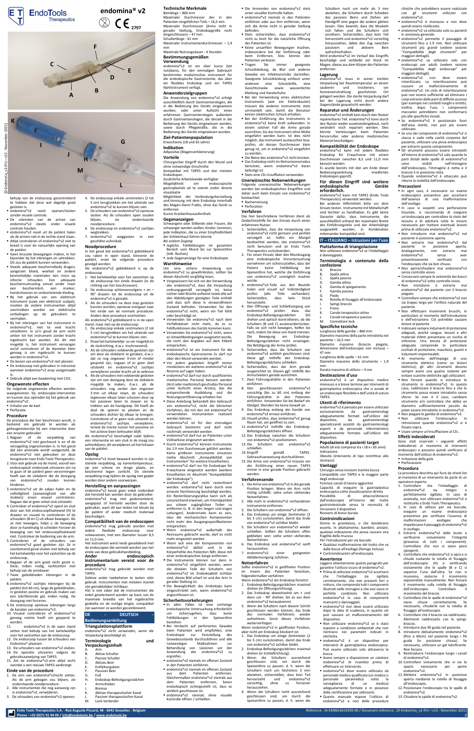# endomina® v2

behulp van de endoscoop gecontroleerd te hebben dat deze wel degelijk goed gesloten is.

- endomina®v2 nooit openen/sluiten zonder visuele controle.
- De uiteinden van de armen van endomina®v2 steeds onder visuele controle houden.
- endomina®v2 nooit uit de patiënt halen als de armen niet in de rechte stand staan.
- Altijd controleren of endomina®v2 niet te breed is voor de natuurlijke opening van de patiënt.
- Geen brusque bewegingen maken, in het bijzonder bij het inbrengen en uittrekken. Dit zou de patiënt kunnen verwonden.
- Steeds adequate beschermkledij dragen, aangezien bloed, weefsel en andere besmettelijke materialen een risico op infectie inhouden. Een adequate beschermuitrusting omvat onder meer een beschermbril, een masker, handschoenen en ondoorlatende kleding.
- Bij het gebruik van een elektrisch instrument (zoals een elektrisch scalpel), moeten de andere instrumenten altijd overtrokken worden om elektrische ontladingen op de gebruikers te vermijden.
- Bij het inbrengen van het instrument in endomina®v2, niet te veel kracht uitoefenen. In zo'n geval de arm recht zetten tot het instrument zonder kracht ingebracht kan worden. Als dit niet mogelijk is, het instrument vervangen en/of controleren of de diameter klein genoeg is om ingebracht te kunnen worden in endomina®v2.
- De benen van endomina®v2 niet plooien.
- De endoscoop niet gebruiken in retrovisie wanneer endomina®v2 erop vastgemaakt is.
- Gebruik altijd een beademing met $CO_2$..

## Ongewenste effecten

De volgende ongewenste effecten werden waargenomen bij endoscopie-interventies en kunnen dus optreden bij het gebruik van endomina®v2:

- Irritatie van de keel
- Perforatie

## Procedure

De procedure die hier beschreven wordt, is bestemd om gebruikt te worden als gebruiksondersteuning bij een interventie door een ervaren gebruiker.

1. Nagaan of de verpakking van endomina®v2 niet gescheurd is en of de verzegeling ongeschonden is. In het geval dat een anomalie wordt vastgesteld, de endomina®v2 niet gebruiken en deze terugsturen naar Endo Tools Therapeutics.
2. Voor een gebruik via de mond, vooraf een endoscopisch onderzoek uitvoeren om na te gaan of de patiënt geen vervormingen heeft aan de slokdarm die de doorgang van endomina®v2 zouden kunnen hinderen.
3. endomina®v2 uit de zakjes halen en de volledigheid (aanwezigheid van alle stukken) ervan visueel controleren. Nagaan dat er geen enkel stuk uitsteekt.
4. Controleer of endomina®v2 opent en sluit door aan het endoscoopfixatiewiel (H) te draaien en visueel te controleren of de schouders (B en C) uit elkaar bewegen. Als ze niet bewegen, helpt u de beweging door ze handmatig te scheiden Forceer de beweging van het endoscoopfixatiewiel niet. Controleer de bediening van de arm.
5. Controleren of de schouders van endomina®v2 goed gesloten zijn. Ze in voorkomend geval sluiten met behulp van het kartelwieltje voor het vastzetten op de endoscoop.
6. Nagaan of de arm goed recht gezet is. Deze, indien nodig, rechtzetten met behulp van de armduwer.
7. Twee geleiddraden inbrengen in de patiënt.
8. endomina®v2 zachtjes inbrengen bij de patiënt (tot 60 cm), langs de geleiddraden, in gesloten positie en gebruik maken van een lubrifiërende gel, indien nodig. De doorgang niet forceren.
9. De endoscoop opnieuw inbrengen langs de kanalen van endomina®v2.
10. Visueel controleren of endomina®v2 genoeg ruimte heeft om geopend te worden.
11. endomina®v2 in de open stand zetten met behulp van het kartelwieltje voor het vastzetten aan de endoscoop.
12. De endoscoop tussen de schouders van Endomina® plaatsen.
13. De schouders van endomina®v2 sluiten.
14. De operatie uitvoeren volgens de gebruiksaanwijzing van TAPES.
15. Zet de endomina®v2-arm altijd recht voordat u een nieuwe TAPES aanbrengt.

## Einde van de procedure

1. De arm van endomina®v2recht zetten. Als de arm gebogen zou blijven, zie onderstaande noodprocedure.
2. Alle instrumenten die nog aanwezig zijn in endomina®v2, verwijderen.
3. De schouders van endomina®v2 openen.
4. De endoscoop enkele centimeters (2 tot 5 cm) terugtrekken om het uiteinde van endomina®v2 te kunnen bijleven zien.
5. De schouders van endomina®v2 opnieuw sluiten. Als de schouders open zouden blijven, zie onderstaande noodprocedure.
6. De endoscoop en endomina®v2 zachtjes wegtrekken.
7. endomina®v2 weggooien in een geschikte vuilnisbak.

## Noodprocedure

In het geval dat endomina®v2 geblokkeerd zou raken in open stand, binnenin de patiënt, moet de volgende procedure gevolgd worden:

Als endomina®v2 geblokkeerd is op de endoscoop

1. Het kartelwieltje voor het vastzetten op de endoscoop ten einde draaien (in de richting van het losschroeven).
2. De endoscoop achteruitbewegen + en – 90° draaien tot de endoscoop uit de endomina®v2 is gerakt.
3. Als de schouders na deze stap gesloten kunnen worden, opnieuw overgaan naar het einde van de normale procedure. Anders deze procedure voortzetten.

Als endomina®v2 geblokkeerd is in de open stand, maar niet op de endoscoop:

1. De endoscoop enkele centimeters (2 tot 5 cm) terugtrekken om het uiteinde van endomina®v2 te kunnen blijven zien.
2. Draai het kartelwieltje zo ver mogelijk (in de sluitrichting, d.w.z. inschroeven).
3. Als de schouders voldoende gesloten zijn om door de slokdarm te gaan, d.w.z. dat ze nog ongeveer 3 mm of minder gespreid zijn, nagaan of er geen deel uitsteekt en endomina®v2 zachtjes verwijderen zonder kracht uit te oefenen
4. Als de schouders niet voldoende gesloten zijn om een doorgang door de slokdarm mogelijk te maken, d.w.z. als de schouders nog verder dan ongeveer 3 mm uit elkaar staan, de schouders tegenover elkaar laten schuiven door op het passieve been te duwen en te trekken aan de handgreep. Dit heeft als doel de sporen te plooien en de schouders dichter bij elkaar te brengen. Controleren of er geen stuk uitsteekt en endomina®v2 zachtjes verwijderen, terwijl de tractie tussen het passieve en het actieve been behouden blijft.

Als endomina®v2 beschadigd raakt tijdens een interventie en een stuk in de maag zou achterblijven, dit verwijderen uit het lichaam van de patiënt.

## Opslag

endomina®v2 moet bewaard worden in zijn steriele verpakking, op kamertemperatuur, op een schone en droge plaats, en beschermd tegen zonlicht. De steriele verpakking mag tijdens de opslag niet geplet worden door andere voorwerpen.

## Herstelling en aanpassingen

endomina®v2 bevat geen enkel onderdeel dat hersteld kan worden door de gebruiker. endomina®v2 mag niet gedemonteerd, aangepast of hersteld worden door de gebruiker, want dit kan leiden tot letsels bij de patiënt of ander medisch materiaal beschadigen.

## Compatibiliteit van de endoscopen

endomina®v2 mag gebruikt worden met iedere flexibele endoscoop voor volwassenen, met een diameter tussen 8,5 en 11,0 mm.

Het instrument werd reeds gevalideerd met de endoscopen die vermeld worden aan het einde van deze gebruikshandleiding.

## Ander endoscopisch instrumentarium vereist voor de procedure

endomina®v2 mag gebruikt worden met TAPES.

Gelieve ander toebehoren te testen vóór gebruik. Instrumenten met metalen mantel zijn gemakkelijker richtbaar.

Het is niet zeker dat de instrumenten die enkel geselecteerd worden op basis van de maximale breedte van het ingebrachte gedeelte en de nuttige lengte, compatibel zijn wanneer ze worden gecombineerd.

# DE - DEUTSCH Bedienungsanleitung

## Triangulationsplattform

*endomina®v2 nicht verwenden, wenn die Verpackung beschädigt ist.*

## Terminologie und Verpackungsinhalt

A. Arm
B. Aktive Schulter
C. Passive Schulter
D. Aktives Bein
E. Entfaltungsbein
F. Passives Bein
G. Fuß
H. Endoskop-Befestigungsrädchen
I. Armschieber
J. Bremse
K. Aktiver therapeutischer Kanal
L. Passiver therapeutischer Kanal
M. Lock-Verbinder

## Technische Merkmale

Beinlänge – 860 mm
Maximaler Durchmesser des in den Patienten eingeführten Teils – 16,5 mm
Maximaler Durchmesser (Arme nicht in gerader Stellung, Endoskopgröße nicht eingeschlossen) – 47 mm
Schulterlänge – 61 mm
Maximaler Instrumentendurchmesser – 1,9 mm
Maximale Nutzungsdauer - 4 Stunden

## Bestimmungsgemäßen Verwendung

endomina®v2 ist ein über kurze Zeit nutzbares, für den einmaligen Gebrauch bestimmtes medizinisches Instrument für die endoskopische Gastrostomie, das über ein flexibles Endoskop und ein TAPES Nahtinstrument verfügt.

## Anwenderzielgruppen

Die Anwendung von endomina®v2 erfolgt ausschließlich durch Gastroenterologen, die in die Bedienung des Geräts eingewiesen wurden; oder unter Aufsicht eines erfahrenen Gastroenterologen außerdem durch Gastroenterologen, die derzeit in die Bedienung des Geräts eingewiesen werden, sowie durch Pflegekräfte, die in die Bedienung des Geräts eingewiesen wurden.

## Ziel-Patientenpopulation

Erwachsene (18 und 65 Jahre)

## Indikation

Adipositas (Magenverkleinerung)

## Vorteile

Chirurgischer Eingriff durch den Mund und ohne notwendige Einschnitte
Kompatibel mit TAPES und den meisten Endoskopen
Zusätzliche Arbeitskanäle verfügbar
Mogelijkheid om endoscopische gastroplastiek uit te voeren onder directe visualisatie
Möglichkeit der Verbindungsherstellung und-trennung mit dem Endoskop innerhalb des Magen-Darm-Trakts, ohne das Gerät zu entfernen
Kurzer Krankenhausaufenthalt.

## Gegenanzeigen

Schwangere oder Stillende oder Frauen, die schwanger werden wollen; Kinder; Senioren; jede Indikation, die zu einer Empfindlichkeit der Schleimhaut führen könnte

*Bei oralem Zugang:*

- Jegliche Fehlbildungen im gesamten Bereich vom Mund bis zur Speiseröhre (inkl. Rachen)
- Jede Gegenanzeige für eine Endoskopie

## Warnhinweise

Um eine sichere Anwendung von endomina®v2 zu gewährleisten, sollten Sie diesen Abschnitt sorgfältig lesen.

- Vergewissern Sie sich vor der Verwendung des endomina®v2, dass die Verpackung ordnungsgemäß versiegelt ist, keine Löcher oder Brüche aufweist sowie alle auf den Abbildungen gezeigten Teile enthält und dass sich diese in einwandfreiem Zustand befinden. Verwenden Sie den endomina®v2 nicht, wenn ein Teil fehlt oder beschädigt ist.
- Verwenden Sie endomina®v2 nach dem Verfallsdatum nicht mehr, da es zu Fehlfunktionen des Geräts kommen kann.
- Verwenden Sie endomina®v2 nicht, wenn es Umweltbedingungen ausgesetzt wurde, die nicht den Angaben auf dem Etikett entsprechen.
- endomina®v2 ist ein Instrument für die endoskopische Gastrostomie. Es darf nur über den Mund verwendet werden.
- Vor jedem geplanten Eingriff immer mindestens ein weiteres endomina®v2 als Reserve auf Lager haben.
- endomina®v2 darf nur durch qualifiziertes medizinisches Personal benutzt werden (Arzt oder medizinisch geschultes Personal unter Aufsicht eines Arztes), das die entsprechende Ausbildung und die Nutzungszertifizierung erhalten hat.
- Diese Anleitung behandelt den Gebrauch von endomina®v2, nicht die klinischen Verfahren, die mit dem mit endomina®v2 verwendeten Instrumenten realisiert werden können.
- endomina®v2 ist für den einmaligen Gebrauch bestimmt und darf nicht nochmals verwendet werden.
- endomina®v2 darf nur an Patienten unter Vollnarkose eingesetzt werden.
- Durch endomina®v2 können Instrumente bis 1,9 mm Durchmesser geführt werden. Keine größeren Instrumente einsetzen (siehe Abschnitt „Kompatibilität von Instrumenten" für weitere Einzelheiten).
- endomina®v2 darf nur für Endoskope für Erwachsene eingesetzt werden (weitere Einzelheiten im Abschnitt "Kompatibilität der Endoskope").
- endomina®v2 darf nicht resterilisiert werden. endomina®v2 kann durch eine erneute Sterilisierung beschädigt werden. Ein Resterilisierungszyklus kann sich als unzureichend erweisen, um Fremdpartikel aus schwer zugänglichen Teilen zu entfernen (z. B. in den langen und engen Leitungen). Andererseits kann es sein, dass die mechanischen Komponenten nicht mehr den Ausgangsspezifikationen entsprechen.
- Wenn endomina®v2 außerhalb des Reinraums gebracht wurde, darf es nicht mehr eingesetzt werden.
- Wenn sich eine der Komponenten von endomina®v2 ablöst und in die Körperhöhle des Patienten fällt, diese mit einer endoskopischen Zange entfernen.
- Die Instrumente können nur dann in endomina®v2 eingeführt werden, wenn die distalen Teile der Schultern von endomina®v2 im Endoskopbild sichtbar sind, dieses Bild scharf ist und der Arm in gerader Stellung ist.
- Die Beweglichkeit des Endoskops kann eingeschränkt sein, wenn endomina®v2 angeschlossen ist.

## Sicherheitsvorkehrungen

- In allen Fällen ist eine vorherige endoskopische Untersuchung erforderlich um sicherzugehen, dass keine Fehlbildungen in der Speiseröhre bestehen.
- Bei Verdacht auf perforiertes Gewebe beim Patienten wird empfohlen, eine Endoskopie zur Feststellung des Gewebezustands durchzuführen und alle notwendigen Maßnahmen zur Behandlung von Läsionen vor der Anwendung des endomina®v2 zu ergreifen.
- endomina®v2 niemals im offenen Zustand in den Patienten einführen.
- endomina®v2 niemals im offenen Zustand aus dem Patienten entfernen. Gleichermaßen endomina®v2 niemals aus dem Patienten entfernen, bevor endoskopisch sichergestellt ist, dass es wirklich geschlossen ist.
- endomina®v2 niemals ohne visuelle Kontrolle öffnen / schließen.
- Die Armenden von endomina®v2 stets unter visueller Kontrolle halten.
- endomina®v2 niemals in den Patienten einführen oder aus ihm entfernen, wenn sich die Arme nicht in gerader Stellung befinden.
- Stets sicherstellen, dass endomina®v2 nicht zu breit für die natürliche Öffnung des Patienten ist.
- Keine unsanften Bewegungen machen, insbesondere bei der Einführung oder beim Entfernen. Dies könnte den Patienten verletzen.
- Tragen Sie immer geeignete Schutzkleidung, da Blut und anderes Gewebe ein Infektionsrisiko darstellen. Geeignete Schutzkleidung umfasst unter anderem eine Schutzbrille, eine Gesichtsmaske sowie wasserdichte Kleidung und Handschuhe.
- Bei der Verwendung eines elektrischen Instruments (wie ein Elektrokauter) müssen die anderen Instrumente stets ummantelt sein, damit die Benutzer keinen elektrischen Schock erhalten.
- Bei der Einführung des Instruments in endomina®v2 keine Kraft aufwenden. In einem solchen Fall die Arme gerade ausrichten, bis das Instrument ohne Mühe eingeführt werden kann. Ist dies nicht möglich, das Instrument austauschen bzw. prüfen, ob dessen Durchmesser klein genug ist, um in endomina®v2 eingeführt zu werden.
- Die Beine des endomina®v2 nicht knicken.
- Das Endoskop nicht im Retrovisionsmodus benutzen, wenn endomina®v2 daran befestigt ist.
- Stets eine $CO_2$-Insufflation verwenden.

## Unerwünschte Nebenwirkungen

Folgende unerwünschte Nebenwirkungen wurden bei endoskopischen Eingriffen und daher auch beim Einsatz von endomina®v2 beobachtet:

- Rachenreizung
- Perforation

## Verfahren

Das hier beschriebene Verfahren dient als Gedächtnishilfe für den Einsatz durch einen erfahrenen Nutzer.

1. Sicherstellen, dass die Verpackung von endomina®v2 nicht gerissen und perfekt versiegelt ist. Sollte ein Mangel beobachtet werden, dass endomina®v2 nicht benutzen und an Endo Tools Therapeutics zurücksenden.
2. Für einen Einsatz über den Mundzugang eine endoskopische Voruntersuchung vornehmen um sicherzustellen, dass der Patient keine Fehlbildung der Speiseröhre hat, welche die Einführung von endomina®v2 unmöglich machen würde.
3. endomina®v2-Teile aus den Beuteln holen und visuell auf Vollständigkeit prüfen (alle Teile vorhanden). Sicherstellen, dass kein Stück hervorsteht.
4. Den Öffnungs- und Schließvorgang von endomina®v2 prüfen: dazu das Endoskop-Befestigungsrädchen (H) drehen und optisch kontrollieren, ob die Schultern (B und C) auseinanderrücken. Falls sie sich nicht bewegen, helfen Sie nach, indem Sie diese von Hand trennen. Die Bewegung am Endoskop-Befestigungsrädchen nicht erzwingen. Die Betätigung der Arme prüfen.
5. Sicherstellen, dass die Schultern von endomina®v2 wirklich geschlossen sind. Diese ggf. mithilfe des Endoskop-Befestigungsrädchens schließen.
6. Sicherstellen, dass der Arm gerade ausgerichtet ist. Diesen ggf. mithilfe des Armschiebers gerade ausrichten.
7. Zwei Führungsdrähte in den Patienten einführen.
8. Den geschlossenen endomina®v2 vorsichtig (bis zu 60 cm) entlang der Führungsdrähte in den Patienten einführen. Verwenden Sie bei Bedarf ein Gleitgel. Wenden Sie keine Gewalt an.
9. Das Endoskop entlang der Kanäle von endomina®v2 erneut einführen.
10. Visuell prüfen, dass endomina®v2 genug Raum hat, um geöffnet zu sein.
11. endomina®v2 mithilfe des Endoskop-Befestigungsrädchens öffnen.
12. Das Endoskop zwischen die Schultern von endomina®v2 positionieren.
13. Die Schultern von endomina®v2 schließen.
14. Eingriff gemäß TAPES-Gebrauchsanweisung durchführen.
15. Die Arme von endomina®v2 müssen vor der Einführung eines neuen TAPES immer in eine gerade Position gebracht werden.

## Verfahrensende

1. Die Arme von endomina®v2 in die gerade Position bringen. Wenn ein Arm nicht richtig schließt: siehe unten stehendes Notverfahren.
2. Alle noch in endomina®v2 vorhandenen Instrumente entfernen.
3. Die Schultern von endomina®v2 öffnen.
4. Das Endoskop um einige Zentimeter (2 bis 5 cm) zurückziehen, damit das Ende von endomina®v2 sichtbar bleibt.
5. Die Schultern von endomina®v2 wieder schließen. Sollten die Schultern offen geblieben sein: siehe unten stehendes Notverfahren.
6. Das Endoskop und endomina®v2 sanft herausziehen.
7. endomina®v2 in einer geeigneten Abfallentsorgung zuführen.

## Notverfahren

Sollte endomina®v2 in geöffneter Position im Innern des Patienten festsitzen, folgendermaßen verfahren:

Wenn endomina®v2 am Endoskop feststeckt:

1. Endoskop-Befestigungsrädchen maximal drehen (in Öffnungsrichtung).
2. Das Endoskop abwechselnd um + und dann um - 90° drehen, bis es aus dem endomina®v2 herauskommt.
3. Wenn die Schultern nach diesem Schritt geschlossen werden können, das Ende des normalen Verfahrens wieder aufnehmen. Sonst dieses Verfahren weiterverfolgen.

Wenn endomina®v2 in geöffneter Position, aber nicht am Endoskop blockiert ist:

1. Das Endoskop um einige Zentimeter (2 bis 5 cm) zurückziehen, damit das Ende von endomina®v2 sichtbar bleibt.
2. Endoskop-Befestigungsrädchen maximal drehen (in Schließrichtung).
3. Wenn die Schultern ausreichend geschlossen sind, um durch die Speiseröhre zu passen, d. h. wenn die Schultern noch um höchstens 3 mm abstehen, sicherstellen, dass kein Teil hervorsteht und endomina®v2 vorsichtig, ohne zu forcieren herausziehen.
4. Wenn die Schultern nicht ausreichend geschlossen sind, um durch die Speiseröhre zu passen, d. h. wenn die Schultern noch um mehr als 3 mm abstehen, die Schultern durch Schieben des passiven Beins und Ziehen am Handgriff eine gegen die andere gleiten lassen. Dies bewirkt, dass die Muskeln sich falten und die Schultern sich annähern. Sicherstellen, dass kein Teil hervorsteht und endomina®v2 vorsichtig herausziehen, dabei den Zug zwischen passivem und aktivem Bein aufrechterhalten.

Wird endomina®v2 im Verlauf des Eingriffs beschädigt und verbleibt ein Stück im Magen, dieses aus dem Körper des Patienten entfernen.

## Lagerung

endomina®v2 muss in seiner sterilen Verpackung bei Raumtemperatur an einem sauberen und trockenen, vor Sonneneinstrahlung geschützten Ort gelagert werden. Die sterile Verpackung darf bei der Lagerung nicht durch andere Gegenstände gequetscht werden.

## Reparatur und Änderungen

endomina®v2 enthält kein durch den Nutzer reparierbares Teil. endomina®v2 kann durch den Nutzer weder auseinandergebaut, noch verändert noch repariert werden. Dies könnte Verletzungen beim Patienten hervorrufen oder anderes medizinisches Material beschädigen.

## Kompatibilität der Endoskope

endomina®v2 kann mit jedem flexiblen Endoskop für Erwachsene mit einem Durchmesser zwischen 8,5 und 11,0 mm benutzt werden.

Es wurde bereits mit den am Ende dieser Bedienungsanleitung erwähnten Endoskopen geprüft.

## Für diesen Eingriff sind weitere endoskopische Geräte erforderlich.

endomina®v2 kann mit TAPES (Endo Tools Therapeutics) verwendet werden.

Bei anderen Hilfsmitteln bitte vor dem Einsatz testen. Instrumente mit Metallschaft sind leichter zu handhaben. Es gibt keine Garantie dafür, dass Instrumente, die ausschließlich anhand der maximalen Breite des Einführungsteils und der Arbeitslänge ausgewählt wurden, in Kombination miteinander kompatibel sind.

# IT – ITALIANO – Istruzioni per l'uso

## Piattaforma di triangolazione

*Non utilizzare endomina®v2 se l'imballaggio è danneggiato.*

## Terminologia e contenuto della confezione

A. Braccio
B. Spalla attiva
C. Spalla passiva
D. Gamba attiva
E. Gamba di spiegamento
F. Gamba passiva
G. Piede
H. Rotella di fissaggio all'endoscopio
I. Spingi braccio
J. Freno
K. Canale terapeutico attivo
L. Canale terapeutico passivo
M. Connettore lock

## Specifiche tecniche

Lunghezza delle gambe – 860 mm
Diametro massimo della parte introdotta nel paziente – 16,5 mm
Diametro massimo (braccio piegato, dimensione dell'endoscopio non inclusa) – 47 mm
Lunghezza delle spalle – 61 mm
Diametro massimo dello strumento – 1,9 mm
Durata massima di utilizzo – 4 ore

## Destinazione d'uso

endomina®v2 è un dispositivo medico monouso a breve termine per interventi di gastroplastica endoscopica che si avvale di un endoscopio flessibile e dell'unità di sutura TAPES.

## Utenti di riferimento

endomina®v2 è pensato per essere utilizzato esclusivamente da gastroenterologi adeguatamente formati sull'utilizzo del dispositivo, da gastroenterologi specializzandi assistiti da gastroenterologi esperti e da personale infermieristico adeguatamente formato sull'utilizzo del dispositivo.

## Popolazione di pazienti target

Adulti (di età compresa tra i 18 e i 65 anni)

Indicazione
Obesità (intervento di tipo restrittivo allo stomaco)

## Vantaggi

Chirurgia senza incisioni tramite bocca
Compatibile con TAPES e la maggior parte degli endoscopi
Fornisce canali di lavoro aggiuntivi
Capacità di eseguire la gastroplastica endoscopica sotto visualizzazione diretta
Possibilità di attacco/distacco dall'endoscopio all'interno del tratto gastrointestinale senza la necessità di rimuovere il dispositivo
Ricovero di breve durata.

## Controindicazioni

Donne in gravidanza, o che desiderano esserlo, in allattamento; bambini; anziani; qualsiasi indicazione che possa causare una fragilità della mucosa

*Per l'introduzione per via buccale:*

- Qualsiasi malformazione dal tratto che va dalla bocca all'esofago (faringe inclusa)
- Controindicazioni all'endoscopia

## Avvertenze

Leggere attentamente questo paragrafo per garantire l'utilizzo sicuro di endomina®v2.

- Prima di utilizzare endomina®v2 accertarsi che l'imballaggio sia sigillato correttamente, che non presenti fori o rotture, che contenga tutti i componenti illustrati nelle immagini e che essi siano in perfette condizioni. Non utilizzare endomina®v2 in caso di componenti mancanti o danneggiati.
- endomina®v2 non deve essere utilizzato dopo la data di scadenza, in quanto ciò può causare un malfunzionamento del dispositivo.
- Non utilizzare endomina®v2 se è stato esposto a condizioni ambientali che non rientrano nei parametri indicati in etichetta.
- endomina®v2 è un dispositivo per interventi di gastroplastica endoscopica. Può essere utilizzato solo attraverso la bocca.
- Avere sempre a disposizione un catetere endomina®v2 di ricambio prima di effettuare un intervento.
- endomina®v2 deve essere utilizzato da personale medico qualificato (un medico o personale paramedico sotto la sorveglianza di un medico) adeguatamente formato e in possesso della certificazione per utilizzarlo.
- Questo manuale espone l'utilizzo di endomina®v2 e non delle procedure cliniche che potrebbero essere realizzate con gli strumenti utilizzati con endomina®v2.
- endomina®v2 è monouso e non deve quindi essere riutilizzato.
- endomina®v2 va utilizzato solo su pazienti in anestesia generale.
- endomina®v2 permette il passaggio di strumenti fino a 1.9 mm. Non utilizzare strumenti più grandi (vedere sezione "Compatibilità degli strumenti" per maggiori dettagli).
- endomina®v2 va utilizzato solo con endoscopi per adulti (vedere sezione "Compatibilità degli endoscopi" per maggiori dettagli).
- endomina®v2 non deve essere risterilizzato. La risterilizzazione può causare un malfunzionamento di endomina®v2. Un ciclo di risterilizzazione può non essere sufficiente ad eliminare i corpi estranei dalle parti di difficile accesso (per esempio nei condotti lunghi e stretti). Inoltre, dopo l'uso, i componenti meccanici potrebbero non conformarsi più alle specifiche iniziali.
- Se endomina®v2 è posizionato fuori dell'area sterile, non può più essere utilizzato.
- Se uno dei componenti di endomina®v2 si stacca e cade nella cavità corporea del paziente, utilizzare una pinza endoscopica per estrarre questo componente.
- Gli strumenti possono essere introdotti all'interno di endomina®v2 solo quando le parti distali delle spalle di endomina®v2 sono visibili nell'immagine dell'endoscopio, l'immagine è netta e il braccio è in posizione retta.
- Quando endomina®v2 è attaccato può ridurre la mobilità dell'endoscopio.

## Precauzioni

- In ogni caso, è necessario un esame endoscopico preventivo per accertarsi dell'assenza di una malformazione dell'esofago.
- In caso si sospetti una perforazione tissutale, si raccomanda di eseguire un'endoscopia per controllare lo stato del tessuto e di adottare tutte le misure necessarie per trattare eventuali lesioni prima di utilizzare endomina®v2.
- Non introdurre mai endomina®v2 nel paziente in posizione aperta.
- Non estrarre mai endomina®v2 dal paziente in posizione aperta. Analogamente, non estrarre mai endomina®v2 senza aver preventivamente verificato con l'endoscopio che sia ben chiuso.
- Non aprire/chiudere mai endomina®v2 senza controllo visivo.
- Conservare sempre le estremità dei bracci di endomina®v2 sotto controllo visivo.
- Non introdurre o estrarre mai endomina®v2 dal paziente con il braccio piegato.
- Controllare sempre che endomina®v2 non sia troppo largo per l'orifizio naturale del paziente.
- Non effettuare movimenti bruschi, in particolare al momento dell'introduzione e dell'estrazione. Ciò potrebbe causare lesioni al paziente.
- Indossare sempre indumenti di protezione adeguati, poiché sangue, tessuti e altri materiali infetti presentano un rischio di infezione. Una tenuta di protezione adeguata comprende in particolare occhiali di protezione, maschera, guanti e indumenti impermeabili.
- Al momento dell'impiego di uno strumento elettrico (come un bisturi elettrico), gli altri strumenti devono sempre avere una guaina isolante per evitare scariche elettriche agli utilizzatori.
- Non forzare quando si introduce lo strumento in endomina®v2. In questo caso, raddrizzare il braccio fino a che lo strumento possa essere introdotto senza sforzo. Se non è il caso, cambiare strumento e/o controllare che abbia un diametro sufficientemente piccolo da poter essere introdotto in endomina®v2.
- Non piegare le gambe di endomina®v2.
- Non utilizzare l'endoscopio in retrovisione quando endomina®v2 vi è fissato sopra.
- Usare sempre un'insufflazione al $CO_2$.

## Effetti indesiderati

Sono stati osservati i seguenti effetti indesiderati al momento di interventi endoscopici e possono quindi verificarsi al momento dell'utilizzo di endomina®v2:

- Irritazione della gola
- Perforazione

## Procedura

La procedura descritta qui funge da check-list al momento di un intervento da parte di un operatore esperto.

1. Controllare che l'imballaggio di endomina®v2 sia integro e perfettamente sigillato. In caso di anomalia, non utilizzare endomina®v2 e restituirlo a Endo Tools Therapeutics.
2. In caso di utilizzo per via buccale, eseguire un esame endoscopico preventivo per verificare l'assenza di malformazioni esofagee che impediscano il passaggio di endomina®v2 in esofago.
3. Estrarre endomina®v2 dalle buste e verificarne visivamente l'integrità (presenza di tutti i componenti). Controllare che non vi siano pezzi sporgenti.
4. Controllare che endomina®v2 si apra e si chiuda ruotando la rotella di fissaggio dell'endoscopio (H) e verificando visivamente che le spalle (B e C) si separino fra dall'altra. Se non si muovono, aiutarne il movimento separandole manualmente. Non forzare il movimento sulla rotella di fissaggio dell'endoscopio. Controllare il movimento del braccio.
5. Controllare che le spalle di endomina®v2 siano chiuse correttamente. Se necessario, chiuderle con la rotella di fissaggio all'endoscopio.
6. Controllare che il braccio sia raddrizzato. Altrimenti raddrizzarlo con lo spingi-braccio.
7. Introdurre due fili guida nel paziente.
8. Introdurre delicatamente endomina®v2 (fino a 60cm) nel paziente lungo i fili guida (in posizione chiusa). Se necessario, utilizzare un gel lubrificante. Non forzare.
9. Reintrodurre l'endoscopio lungo i canali di endomina®v2.
10. Controllare visivamente che vi sia lo spazio necessario per aprire endomina®v2.
11. Mettere endomina®v2 in posizione aperta mediante la rotella di fissaggio all'endoscopio.
12. Posizionare l'endoscopio tra le spalle di endomina®v2.
13. Chiudere le spalle di endomina®v2.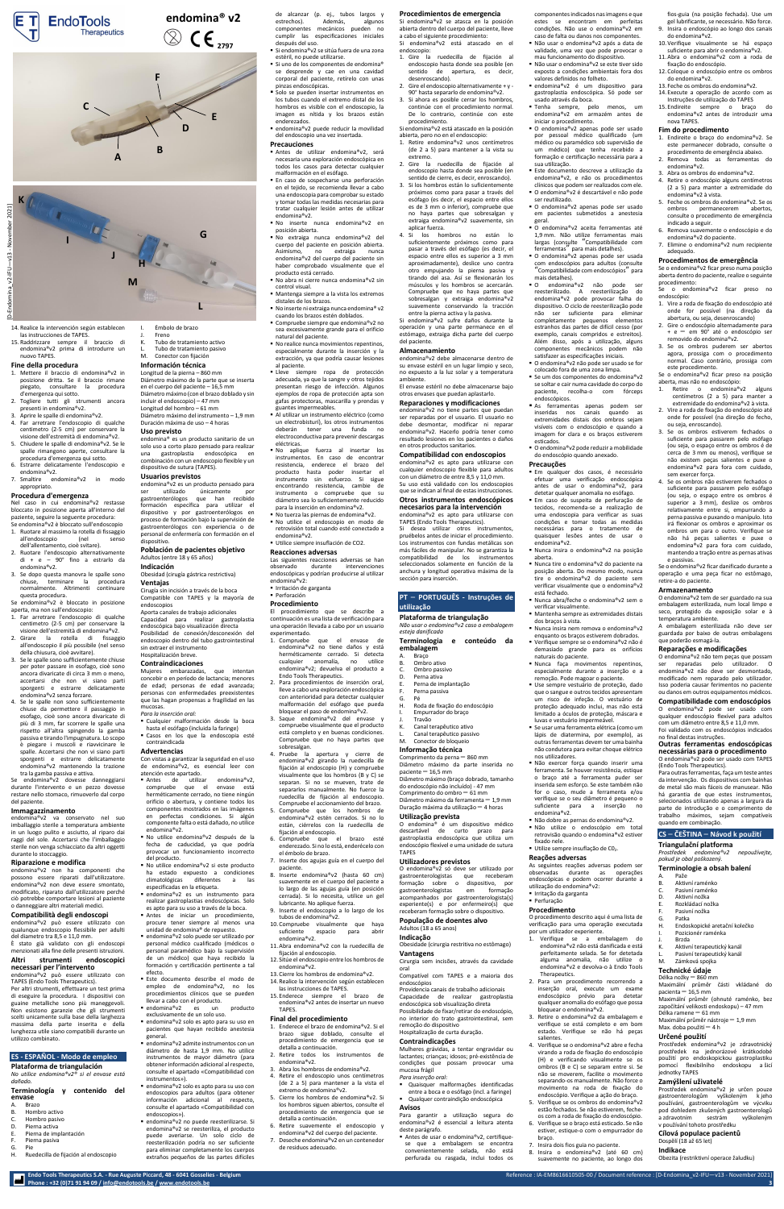14. Realize la intervención según establecen las instrucciones de TAPES.
15. Raddrizzare sempre il braccio di endomina®v2 prima di introdurre un nuovo TAPES.

### Fine della procedura

1. Mettere il braccio di endomina®v2 in posizione eretta. Se il braccio rimane piegato, consultare la procedura d'emergenza qui sotto.
2. Togliere tutti gli strumenti ancora presenti in endomina®v2.
3. Aprire le spalle di endomina®v2.
4. Far arretrare l'endoscopio di qualche centimetro (2-5 cm) per conservare la visione dell'estremità di endomina®v2.
5. Chiudere le spalle di endomina®v2. Se le spalle rimangono aperte, consultare la procedura d'emergenza qui sotto.
6. Estrarre delicatamente l'endoscopio e endomina®v2.
7. Smaltire endomina®v2 in modo appropriato.

### Procedura d'emergenza

Nel caso in cui endomina®v2 restasse bloccato in posizione aperta all'interno del paziente, eseguire la seguente procedura:

Se endomina®v2 è bloccato sull'endoscopio

1. Ruotare al massimo la rotella di fissaggio all'endoscopio (nel senso dell'allentamento, cioè svitare).
2. Ruotare l'endoscopio alternativamente di + e − 90° fino a estrarlo da endomina®v2.
3. Se dopo questa manovra le spalle sono chiuse, terminare la procedura normalmente. Altrimenti continuare questa procedura.

Se endomina®v2 è bloccato in posizione aperta, ma non sull'endoscopio:

1. Far arretrare l'endoscopio di qualche centimetro (2-5 cm) per conservare la visione dell'estremità di endomina®v2.
2. Girare la rotella di fissaggio all'endoscopio il più possibile (nel senso della chiusura, cioè avvitare).
3. Se le spalle sono sufficientemente chiuse per poter passare in esofago, cioè sono ancora divaricate di circa 3 mm o meno, accertarsi che non vi siano parti sporgenti e estrarre delicatamente endomina®v2 senza forzare.
4. Se le spalle non sono sufficientemente chiuse da permettere il passaggio in esofago, cioè sono ancora divaricate di più di 3 mm, far scorrere le spalle una rispetto all'altra spingendo la gamba passiva e tirando l'impugnatura. Lo scopo è piegare i muscoli e riavvicinare le spalle. Accertarsi che non vi siano parti sporgenti e estrarre delicatamente endomina®v2 mantenendo la trazione tra la gamba passiva e attiva.

Se endomina®v2 dovesse danneggiarsi durante l'intervento e un pezzo dovesse restare nello stomaco, rimuoverlo dal corpo del paziente.

### Immagazzinamento

endomina®v2 va conservato nel suo imballaggio sterile a temperatura ambiente in un luogo pulito e asciutto, al riparo dai raggi del sole. Accertarsi che l'imballaggio sterile non venga schiacciato da altri oggetti durante lo stoccaggio.

### Riparazione e modifica

endomina®v2 non ha componenti che possono essere riparati dall'utilizzatore. endomina®v2 non deve essere smontato, modificato, riparato dall'utilizzatore perché ciò potrebbe comportare lesioni al paziente o danneggiare altri materiali medici.

### Compatibilità degli endoscopi

endomina®v2 può essere utilizzato con qualunque endoscopio flessibile per adulti del diametro tra 8,5 e 11,0 mm.

È stato già validato con gli endoscopi menzionati alla fine delle presenti istruzioni.

### Altri strumenti endoscopici necessari per l'intervento

endomina®v2 può essere utilizzato con TAPES (Endo Tools Therapeutics).

Per altri strumenti, effettuare un test prima di eseguire la procedura. I dispositivi con guaine metalliche sono più maneggevoli. Non esistono garanzie che gli strumenti scelti unicamente sulla base della larghezza massima della parte inserita e della lunghezza utile siano compatibili durante un utilizzo combinato.

## ES - ESPAÑOL - Modo de empleo

### Plataforma de triangulación

*No utilice endomina®v2® si el envase está dañado.*

### Terminología y contenido del envase

A. Brazo
B. Ombro activo
C. Hombro pasivo
D. Pierna activa
E. Pierna de implantación
F. Pierna pasiva
G. Pie
H. Ruedecilla de fijación al endoscopio
I. Émbolo de brazo
J. Freno
K. Tubo de tratamiento activo
L. Tubo de tratamiento pasivo
M. Conector con fijación

### Información técnica

Longitud de la pierna – 860 mm
Diámetro máximo de la parte que se inserta en el cuerpo del paciente – 16,5 mm
Diámetro máximo (con el brazo doblado y sin incluir el endoscopio) – 47 mm
Longitud del hombro – 61 mm
Diámetro máximo del instrumento – 1,9 mm
Duración máxima de uso – 4 horas

### Uso previsto

endomina®v2 es un producto sanitario de un solo uso a corto plazo pensado para realizar una gastropatía endoscópica en combinación con un endoscopio flexible y un dispositivo de sutura (TAPES).

### Usuarios previstos

endomina®v2 es un producto pensado para ser utilizado únicamente por gastroenterólogos que han recibido formación específica para utilizar el dispositivo y por gastroenterólogos en proceso de formación bajo la supervisión de gastroenterólogos con experiencia o de personal de enfermería con formación en el dispositivo.

### Población de pacientes objetivo

Adultos (entre 18 y 65 años)

### Indicación

Obesidad (cirugía gástrica restrictiva)

### Ventajas

Cirugía sin incisión a través de la boca
Compatible con TAPES y la mayoría de endoscopios
Aporta canales de trabajo adicionales
Capacidad para realizar gastroplastia endoscópica bajo visualización directa
Posibilidad de conexión/desconexión del endoscopio dentro del tubo gastrointestinal sin extraer el instrumento
Hospitalización breve.

### Contraindicaciones

Mujeres embarazadas, que intentan concebir o en periodo de lactancia; menores de edad; personas de edad avanzada; personas con enfermedades preexistentes que las hagan propensas a fragilidad en las mucosas.

*Para la inserción oral:*

- Cualquier malformación desde la boca hasta el esófago (incluida la faringe)
- Casos en los que la endoscopia esté contraindicada

### Advertencias

Con vistas a garantizar la seguridad en el uso de endomina®v2, es esencial leer con atención este apartado.

- Antes de utilizar endomina®v2, compruebe que el envase está herméticamente cerrado, no tiene ningún orificio o abertura, y contiene todos los componentes mostrados en las imágenes en perfectas condiciones. Si algún componente falta o está dañado, no utilice endomina®v2.
- No utilice endomina®v2 después de la fecha de caducidad, ya que podría provocar un funcionamiento incorrecto del producto.
- No utilice endomina®v2 si este producto ha estado expuesto a condiciones climatológicas diferentes a las especificadas en la etiqueta.
- endomina®v2 es un instrumento para realizar gastroplastias endoscópicas. Solo es apto para su uso a través de la boca.
- Antes de iniciar un procedimiento, procure tener siempre al menos una unidad de endomina® de repuesto.
- endomina®v2 solo puede ser utilizado por personal médico cualificado (médicos o personal paramédico bajo la supervisión de un médico) que haya recibido la formación y certificación pertinente a tal efecto.
- Este documento describe el modo de empleo de endomina®v2, no los procedimientos clínicos que se pueden llevar a cabo con el producto.
- endomina®v2 es un producto exclusivamente de un solo uso.
- endomina®v2 solo es apto para su uso en pacientes que hayan recibido anestesia general.
- endomina®v2 admite instrumentos con un diámetro de hasta 1,9 mm. No utilice instrumentos de mayor diámetro (para obtener información adicional al respecto, consulte el apartado «Compatibilidad con instrumentos»).
- endomina®v2 solo es apto para su uso con endoscopios para adultos (para obtener información adicional al respecto, consulte el apartado «Compatibilidad con endoscopios»).
- endomina®v2 no puede reesterilizarse. Si endomina®v2 se reesteriliza, el producto puede averiarse. Un ciclo de reesterilización podría no ser suficiente para eliminar completamente los cuerpos extraños pequeños de las partes difíciles de alcanzar (p. ej., tubos largos y estrechos). Además, algunos componentes mecánicos pueden no cumplir las especificaciones iniciales después del uso.
- Si endomina®v2 se sitúa fuera de una zona estéril, no puede utilizarse.
- Si uno de los componentes de endomina® se desprende y cae en una cavidad corporal del paciente, retírelo con unas pinzas endoscópicas.
- Si desea introducir instrumentos en los tubos cuando el extremo distal de los hombros es visible con el endoscopio, la imagen es nítida y los brazos están enderezados.
- endomina®v2 puede reducir la movilidad del endoscopio una vez insertada.

### Precauciones

- Antes de utilizar endomina®v2, será necesaria una exploración endoscópica en todos los casos para detectar cualquier malformación en el esófago.
- En caso de sospecharse una perforación en el tejido, se recomienda llevar a cabo una endoscopia para comprobar su estado y tomar todas las medidas necesarias para tratar cualquier lesión antes de utilizar endomina®v2.
- No inserte nunca endomina®v2 en posición abierta.
- No extraiga nunca endomina®v2 del cuerpo del paciente en posición abierta. Asimismo, no extraiga nunca endomina®v2 del cuerpo del paciente sin haber comprobado visualmente que el producto está cerrado.
- No abra ni cierre nunca endomina®v2 sin control visual.
- Mantenga siempre a la vista los extremos distales de los brazos.
- No inserte ni extraiga nunca endomina®v2 cuando los brazos estén doblados.
- Compruebe siempre que endomina®v2 no sea excesivamente grande para el orificio natural del paciente.
- No realice nunca movimientos repentinos, especialmente durante la inserción y la extracción, ya que podría causar lesiones al paciente.
- Lleve siempre ropa de protección adecuada, ya que la sangre y otros tejidos presentan riesgo de infección. Algunos ejemplos de ropa de protección apta son gafas protectoras, mascarilla y prendas y guantes impermeables.
- Al utilizar un instrumento eléctrico (como un electrobisturí), los otros instrumentos deberán tener una funda no electroconductora para prevenir descargas eléctricas.
- No aplique fuerza al insertar los instrumentos. En caso de encontrar resistencia, enderece el brazo del producto hasta poder insertar el instrumento sin esfuerzo. Si sigue encontrando resistencia, cambie de instrumento o compruebe que su diámetro sea lo suficientemente reducido para la inserción en endomina®v2.
- No fuerza las piernas de endomina®v2.
- No utilice el endoscopio en modo de retrovisión total cuando esté conectado a endomina®v2.
- Utilice siempre insuflación de $CO_2$.

### Reacciones adversas

Las siguientes reacciones adversas se han observado durante intervenciones endoscópicas y podrían producirse al utilizar endomina®v2:

- Irritación de garganta
- Perforación

### Procedimiento

El procedimiento que se describe a continuación es una lista de verificación para una operación llevada a cabo por un usuario experimentado.

1. Compruebe que el envase de endomina®v2 no tiene daños y está herméticamente cerrado. Si detecta cualquier anomalía, no utilice endomina®v2; devuelva el producto a Endo Tools Therapeutics.
2. Para procedimientos de inserción oral, lleve a cabo una exploración endoscópica con anterioridad para detectar cualquier malformación del esófago que pueda bloquear el paso de endomina®v2.
3. Saque endomina®v2 del envase y compruebe visualmente que el producto está completo y en buenas condiciones. Compruebe que no haya partes que sobresalgan.
4. Pruebe la apertura y cierre de endomina®v2 girando la ruedecilla de fijación al endoscopio (H) y compruebe visualmente que los hombros (B y C) se separan. Si no se mueven, trate de separarlos manualmente. No fuerce la ruedecilla de fijación al endoscopio. Compruebe el accionamiento del brazo.
5. Compruebe que los hombros de endomina®v2 estén cerrados. Si no lo están, cierrelos con la ruedecilla de fijación al endoscopio.
6. Compruebe que el brazo esté enderezado. Si no lo está, enderécelo con el émbolo de brazo.
7. Inserte dos agujas guía en el cuerpo del paciente.
8. Inserte endomina®v2 (hasta 60 cm) suavemente en el cuerpo del paciente a lo largo de las agujas guía (en posición cerrada). Si lo necesita, utilice un gel lubricante. No aplique fuerza.
9. Inserte el endoscopio a lo largo de los tubos de endomina®v2.
10. Compruebe visualmente que haya suficiente espacio para abrir endomina®v2.
11. Abra endomina®v2 con la ruedecilla de fijación al endoscopio.
12. Sitúe el endoscopio entre los hombros de endomina®v2.
13. Cierre los hombros de endomina®v2.
14. Realice la intervención según establecen las instrucciones de TAPES.
15. Enderece siempre el brazo de endomina®v2 antes de insertar un nuevo TAPES.

### Final del procedimiento

1. Enderece el brazo de endomina®v2. Si el brazo sigue doblado, consulte el procedimiento de emergencia que se detalla a continuación.
2. Retire todos los instrumentos de endomina®v2.
3. Abra los hombros de endomina®v2.
4. Retire el endoscopio unos centímetros (de 2 a 5) para mantener a la vista el extremo de endomina®v2.
5. Cierre los hombros de endomina®v2. Si los hombros siguen abiertos, consulte el procedimiento de emergencia que se detalla a continuación.
6. Retire suavemente el endoscopio y endomina®v2 del cuerpo del paciente.
7. Deseche endomina®v2 en un contenedor de residuos adecuado.

### Procedimientos de emergencia

Si endomina®v2 se atasca en la posición abierta dentro del cuerpo del paciente, lleve a cabo el siguiente procedimiento:

Si endomina®v2 está atascado en el endoscopio:

1. Gire la ruedecilla de fijación al endoscopio hasta donde sea posible (en sentido de apertura, es decir, desenroscando).
2. Gire el endoscopio alternativamente + y - 90° hasta separarlo de endomina®v2.
3. Si ahora es posible cerrar los hombros, continúe con el procedimiento normal. De lo contrario, continúe con este procedimiento.

Si endomina®v2 está atascado en la posición abierta, pero no en el endoscopio:

1. Retire endomina®v2 unos centímetros (de 2 a 5) para mantener a la vista su extremo.
2. Gire la ruedecilla de fijación al endoscopio hasta donde sea posible (en sentido de cierre, es decir, enroscando).
3. Si los hombros están lo suficientemente próximos como para pasar a través del esófago (es decir, el espacio entre ellos es de 3 mm o inferior), compruebe que no haya partes que sobresalgan y extraiga endomina®v2 suavemente, sin aplicar fuerza.
4. Si los hombros no están lo suficientemente próximos como para pasar a través del esófago (es decir, el espacio entre ellos es superior a 3 mm aproximadamente), deslice uno contra otro empujando la pierna pasiva y tirando del asa. Así se flexionarán los músculos y los hombros se acercarán. Compruebe que no haya partes que sobresalgan y extraiga endomina®v2 suavemente conservando la tracción entre la pierna activa y la pasiva.

Si endomina®v2 sufre daños durante la operación y una parte permanece en el estómago, extráigala del cuerpo del paciente.

### Almacenamiento

endomina®v2 debe almacenarse dentro de su envase estéril en un lugar limpio y seco, no expuesto a la luz solar y a temperatura ambiente.

El envase estéril no debe almacenarse bajo otros envases que puedan aplastarlo.

### Reparaciones y modificaciones

endomina®v2 no tiene partes que puedan ser reparadas por el usuario. El usuario no debe desmontar, modificar ni reparar endomina®v2. Hacerlo podría tener como resultado lesiones en los pacientes o daños en otros productos sanitarios.

### Compatibilidad con endoscopios

endomina®v2 es apto para utilizarse con cualquier endoscopio flexible para adultos con un diámetro de entre 8,5 y 11,0 mm.

Su uso está validado con los endoscopios que se indican al final de estas instrucciones.

### Otros instrumentos endoscópicos necesarios para la intervención

endomina®v2 es apto para utilizarse con TAPES (Endo Tools Therapeutics).

Si desea utilizar otros instrumentos, pruébelos antes de iniciar el procedimiento. Los instrumentos con fundas metálicas son más fáciles de manipular. No se garantiza la compatibilidad de los instrumentos seleccionados solamente en función de la anchura y longitud operativa máxima de la sección para inserción.

## PT – PORTUGUÊS - Instruções de utilização

### Plataforma de triangulação

*Não usar o endomina®v2 caso a embalagem esteja danificada*

### Terminologia e conteúdo da embalagem

A. Braço
B. Ombro ativo
C. Ombro passivo
D. Perna ativa
E. Perna de implantação
F. Perna passiva
G. Pé
H. Roda de fixação do endoscópio
I. Propulsor de braço
J. Travão
K. Canal terapêutico ativo
L. Canal terapêutico passivo
M. Conector de bloqueio

### Informação técnica

Comprimento da perna — 860 mm
Diâmetro máximo da parte inserida no paciente — 16,5 mm
Diâmetro máximo (braço dobrado, tamanho do endoscópio não incluído) - 47 mm
Comprimento do ombro — 61 mm
Diâmetro máximo da ferramenta — 1,9 mm
Duração máxima da utilização — 4 horas

### Utilização prevista

O endomina®v2 é um dispositivo médico descartável de curto prazo para gastroplastia endoscópica que utiliza um endoscópio flexível e uma unidade de sutura TAPES

### Utilizadores previstos

O endomina®v2 só deve ser utilizado por gastroenterologistas que receberam formação sobre o dispositivo, por gastroenterologistas em formação acompanhados por gastroenterologista(s) experiente(s) e por enfermeiro(s) que receberam formação sobre o dispositivo.

### População de doentes alvo

Adultos (18 a 65 anos)

### Indicação

Obesidade (cirurgia restritiva no estômago)

### Vantagens

Cirurgia sem incisões, através da cavidade oral
Compatível com TAPES e a maioria dos endoscópios
Providencia canais de trabalho adicionais
Capacidade de realizar gastroplastia endoscópica sob visualização direta
Possibilidade de fixar/retirar do endoscópio, no interior do trato gastrointestinal, sem remoção do dispositivo
Hospitalização de curta duração.

### Contraindicações

Mulheres grávidas, a tentar engravidar ou lactantes; crianças; idosos; pré-existência de condições que possam provocar uma mucosa frágil

*Para inserção oral:*

- Quaisquer malformações identificadas entre a boca e o esófago (incl. a faringe)
- Qualquer contraindicação endoscópica

### Avisos

Para garantir a utilização segura do endomina®v2 é essencial a leitura atenta deste parágrafo.

- Antes de usar o endomina®v2, certifique-se que a embalagem se encontra convenientemente selada, não está perfurada ou rasgada, inclui todos os componentes indicados nas imagens e que estes se encontram em perfeitas condições. Não use o endomina®v2 em caso de falta ou danos nos componentes.
- Não usar o endomina®v2 após a data de validade, uma vez que pode provocar o mau funcionamento do dispositivo.
- Não usar o endomina®v2 se este tiver sido exposto a condições ambientais fora dos valores definidos no rótulo.
- endomina®v2 é um dispositivo para gastroplastia endoscópica. Só pode ser usado através da boca.
- Tenha sempre, pelo menos, um endomina®v2 em armazém antes de iniciar o procedimento.
- O endomina®v2 apenas pode ser usado por pessoal médico qualificado (um médico ou paramédico sob supervisão de um médico) que tenha recebido a formação e certificação necessária para a sua utilização.
- Este documento descreve a utilização do endomina®v2, e não os procedimentos clínicos que podem ser realizados com ele.
- O endomina®v2 é descartável e não pode ser reutilizado.
- O endomina®v2 apenas pode ser usado em pacientes submetidos a anestesia geral.
- O endomina®v2 aceita ferramentas até 1,9 mm. Não utilize ferramentas mais largas (consulte "Compatibilidade com ferramentas" para mais detalhes).
- O endomina®v2 apenas pode ser usado com endoscópios para adultos (consulte "Compatibilidade com endoscópios" para mais detalhes).
- O endomina®v2 não pode ser reesterilizado. A reesterilização do endomina®v2 pode provocar falha do dispositivo. O ciclo de reesterilização pode não ser suficiente para eliminar completamente pequenos corpos estranhos das partes de difícil acesso (por exemplo, canais compridos e estreitos). Além disso, após a utilização, alguns componentes mecânicos podem não satisfazer as especificações iniciais.
- O endomina®v2 não pode ser usado se for colocado fora de uma zona limpa.
- Se um dos componentes do endomina®v2 se soltar e cair numa cavidade do corpo do paciente, recolha-o com fórceps endoscópicos.
- As ferramentas apenas podem ser inseridas nos canais quando as extremidades distais dos ombros sejam visíveis com o endoscópio e quando a imagem for clara e os braços estiverem esticados.
- O endomina®v2 pode reduzir a mobilidade do endoscópio quando anexado.

### Precauções

- Em qualquer dos casos, é necessário efetuar uma verificação endoscópica antes de usar o endomina®v2, para detetar qualquer anomalia no esófago.
- Em caso de suspeita de perfuração de tecidos, recomenda-se a realização de uma endoscopia para verificar as suas condições e tomar todas as medidas necessárias para o tratamento de quaisquer lesões antes de usar o endomina®v2.
- Nunca insira o endomina®v2 na posição aberta.
- Nunca tire o endomina®v2 do paciente na posição aberta. Do mesmo modo, nunca tire o endomina®v2 do paciente sem verificar visualmente que o endomina®v2 está fechado.
- Nunca abra/feche o endomina®v2 sem o verificar visualmente.
- Mantenha sempre as extremidades distais dos braços à vista.
- Nunca insira nem remova o endomina®v2 enquanto os braços estiverem dobrados.
- Verifique sempre se o endomina®v2 não é demasiado grande para os orifícios naturais do paciente.
- Nunca faça movimentos repentinos, especialmente durante a inserção e a remoção. Pode magoar o paciente.
- Use sempre vestuário de proteção, dado que o sangue e outros tecidos apresentam um risco de infeção. O vestuário de proteção adequado inclui, mas não está limitado a óculos de proteção, máscara e luvas e vestuário impermeável.
- Se usar uma ferramenta elétrica (como um lápis de diatermia, por exemplo), as outras ferramentas devem ter uma bainha não condutora para evitar choque elétrico nos utilizadores.
- Não exercer força quando inserir uma ferramenta. Se houver resistência, estique o braço até a ferramenta poder ser inserida sem esforço. Se este também não for o caso, mude a ferramenta e/ou verifique se o seu diâmetro é pequeno o suficiente para a inserção no endomina®v2.
- Não dobre as pernas do endomina®v2.
- Não utilize o endoscópio em total retrovisão quando o endomina®v2 estiver fixado nele.
- Utilize sempre insuflação de $CO_2$.

### Reações adversas

As seguintes reações adversas podem ser observadas durante as operações endoscópicas e podem ocorrer durante a utilização do endomina®v2:

- Irritação da garganta
- Perfuração

### Procedimento

O procedimento descrito aqui é uma lista de verificação para uma operação executada por um utilizador experiente.

1. Verifique se a embalagem do endomina®v2 não está danificada e está perfeitamente selada. Se for detetada alguma anomalia, não utilize o endomina®v2 e devolva-o à Endo Tools Therapeutics.
2. Para um procedimento recorrendo a inserção oral, execute um exame endoscópico prévio para detetar qualquer anomalia do esófago que possa bloquear o endomina®v2.
3. Retire o endomina®v2 da embalagem e verifique se está completo e em bom estado. Verifique se não há peças salientes.
4. Verifique se o endomina®v2 abre e fecha virando a roda de fixação do endoscópio (H) e verificando visualmente se os ombros (B e C) se separam entre si. Se não se moverem, facilite o movimento separando-os manualmente. Não force o movimento na roda de fixação do endoscópio. Verifique a ação do braço.
5. Verifique se os ombros do endomina®v2 estão fechados. Se não estiverem, feche-os com a roda de fixação do endoscópio.
6. Verifique se o braço está esticado. Se não estiver, estique-o com o empurrador do braço.
7. Insira dois fios guia no paciente.
8. Insira o endomina®v2 (até 60 cm) suavemente no paciente, ao longo dos fios guia (na posição fechada). Use um gel lubrificante, se necessário. Não force.
9. Insira o endoscópio ao longo dos canais do endomina®v2.
10. Verifique visualmente se há espaço suficiente para abrir o endomina®v2.
11. Abra o endomina®v2 com a roda de fixação do endoscópio.
12. Coloque o endoscópio entre os ombros do endomina®v2.
13. Feche os ombros do endomina®v2.
14. Execute a operação de acordo com as Instruções de utilização do TAPES
15. Endireite sempre o braço do endomina®v2 antes de introduzir uma nova TAPES.

### Fim do procedimento

1. Endireite o braço do endomina®v2. Se este permanecer dobrado, consulte o procedimento de emergência abaixo.
2. Remova todas as ferramentas do endomina®v2.
3. Abra os ombros do endomina®v2.
4. Retire o endoscópio alguns centímetros (2 a 5) para manter a extremidade do endomina®v2 à vista.
5. Feche os ombros do endomina®v2. Se os ombros permanecerem abertos, consulte o procedimento de emergência indicado a seguir.
6. Remova suavemente o endoscópio e do endomina®v2 do paciente.
7. Elimine o endomina®v2 num recipiente adequado.

### Procedimentos de emergência

Se o endomina®v2 ficar preso numa posição aberta dentro do paciente, realize o seguinte procedimento:

Se o endomina®v2 ficar preso no endoscópio:

1. Vire a roda de fixação do endoscópio até onde for possível (na direção da abertura, ou seja, desenroscando)
2. Gire o endoscópio alternadamente para + e − em 90° até o endoscópio ser removido do endomina®v2.
3. Se os ombros puderem ser abertos agora, prossiga com o procedimento normal. Caso contrário, prossiga com este procedimento.

Se o endomina®v2 ficar preso na posição aberta, mas não no endoscópio:

1. Retire o endomina®v2 alguns centímetros (2 a 5) para manter a extremidade do endomina®v2 à vista.
2. Vire a roda de fixação do endoscópio até onde for possível (na direção do fecho, ou seja, enroscando).
3. Se os ombros estiverem fechados o suficiente para passarem pelo esófago (ou seja, o espaço entre os ombros é de cerca de 3 mm ou menos), verifique se não existem peças salientes e puxe o endomina®v2 para fora com cuidado, sem exercer força.
4. Se os ombros não estiverem fechados o suficiente para passarem pelo esófago (ou seja, o espaço entre os ombros é superior a 3 mm), deslize os ombros relativamente entre si, empurrando a perna passiva e puxando o manípulo. Isto irá flexionar os ombros e aproximar os ombros um para o outro. Verifique se não há peças salientes e puxe o endomina®v2 para fora com cuidado, mantendo a tração entre as pernas ativas e passivas.

Se o endomina®v2 ficar danificado durante a operação e uma peça ficar no estômago, retire-a do paciente.

### Armazenamento

O endomina®v2 tem de ser guardado na sua embalagem esterilizada, num local limpo e seco, protegido da exposição solar e à temperatura ambiente.

A embalagem esterilizada não deve ser guardada por baixo de outras embalagens que poderão esmagá-la.

### Reparações e modificações

O endomina®v2 não tem peças que possam ser reparadas pelo utilizador. O endomina®v2 não deve ser desmontado, modificado nem reparado pelo utilizador. Isso pode causar ferimentos no paciente ou danos em outros equipamentos médicos.

### Compatibilidade com endoscópios

O endomina®v2 pode ser usado com qualquer endoscópio flexível para adultos com um diâmetro entre 8,5 e 11,0 mm.

Foi validado com os endoscópios indicados no final destas instruções.

### Outras ferramentas endoscópicas necessárias para o procedimento

O endomina®v2 pode ser usado com TAPES (Endo Tools Therapeutics).

Para outras ferramentas, faça um teste antes da intervenção. Os dispositivos com bainhas de metal são mais fáceis de manusear. Não há garantia de que estes instrumentos, selecionados utilizando apenas a largura da parte de introdução e o comprimento de trabalho máximos, sejam compatíveis quando em combinação.

## CS – ČEŠTINA – Návod k použití

### Triangulační platforma

*Prostředek endomina®v2 nepoužívejte, pokud je obal poškozený.*

### Terminologie a obsah balení

A. Paže
B. Aktivní raménko
C. Pasivní raménko
D. Aktivní nožka
E. Rozkládací nožka
F. Pasivní nožka
G. Patka
H. Endoskopické aretační kolečko
I. Pozicionér raménka
J. Brzda
K. Aktivní terapeutický kanál
L. Pasivní terapeutický kanál
M. Zámková spojka

### Technické údaje

Délka nožky — 860 mm
Maximální průměr části vkládané do pacienta — 16,5 mm
Maximální průměr (ohnuté raménko, bez započítání velikosti endoskopu) — 47 mm
Délka ramene — 61 mm
Maximální průměr nástroje — 1,9 mm
Max. doba použití — 4 h

### Určené použití

Prostředek endomina®v2 je zdravotnický prostředek na jednorázové krátkodobé použití pro endoskopickou gastroplastiku pomocí flexibilního endoskopu a šicí jednotky TAPES

### Zamýšlení uživatelé

Prostředek endomina®v2 je určen pouze gastroenterologům vyškoleným k jeho používání, gastroenterologům ve výcviku pod dohledem zkušených gastroenterologů a zdravotním sestrám vyškoleným v používání tohoto prostředku.

### Cílová populace pacientů

Dospělí (18 až 65 let)

### Indikace

Obezita (restriktivní operace žaludku)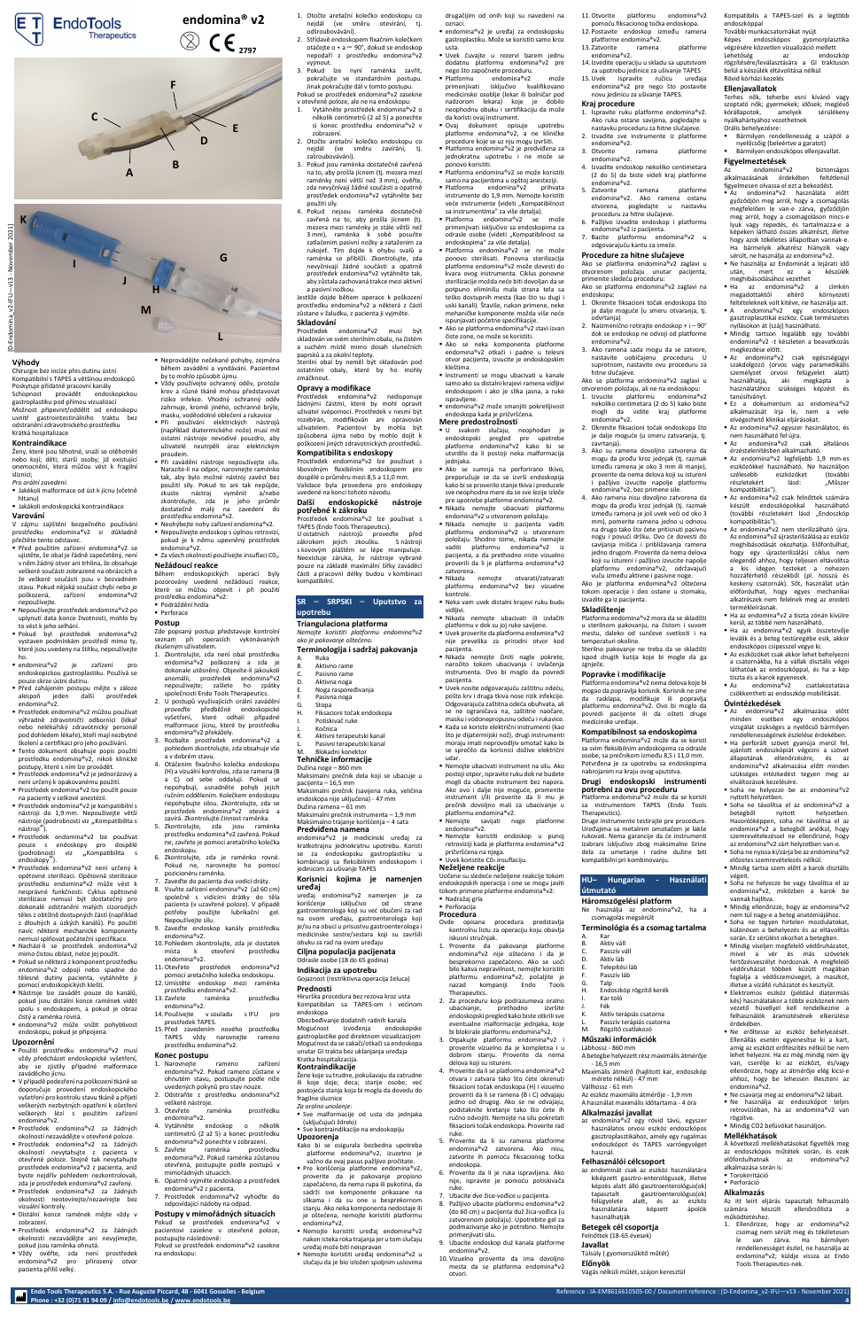# endomina® v2

CE 2797

## Výhody

Chirurgie bez incize přes dutinu ústní
Kompatibilní s TAPES a většinou endoskopů
Poskytuje přídatné pracovní kanály
Schopnost provádět endoskopickou gastroplastiku pod přímou vizualizací
Možnost připevnit/oddělit od endoskopu uvnitř gastrointestinálního traktu bez odstranění zdravotnického prostředku
Krátká hospitalizace

## Kontraindikace

Ženy, které jsou těhotné, snaží se otěhotnět nebo kojí; děti; starší osoby; již existující onemocnění, které můžou vést k další fyzické slabosti

*Pro orální zavedení:*

- Jakékoli malformace od úst k jícnu (včetně hltanu)
- Jakákoli endoskopická kontraindikace

## Varování

V zájmu zajištění bezpečného používání prostředku endomina®v2 si důkladně přečtěte tento odstavec.

- Před použitím zařízení endomina®v2 se ujistěte, že obal je řádně zapečetěný, není v něm žádný otvor ani trhlina, že obsahuje veškeré součásti zobrazené na obrázcích a že veškeré součásti jsou v dokonalém stavu. Pokud nějaká součást chybí nebo je poškozena, zařízení endomina®v2 nepoužívejte.
- Nepoužívejte prostředek endomina®v2 po uplynutí data konce životnosti, mohlo by to vést k jeho selhání.
- Pokud byl prostředek endomina®v2 vystaven podmínkám prostředí mimo ty, které jsou uvedeny na štítku, nepoužívejte ho.
- endomina®v2 je zařízení pro endoskopickou gastroplastiku. Používá se pouze skrze ústní dutinu.
- Před zahájením postupu mějte v záloze alespoň jeden další prostředek endomina®v2.
- Prostředek endomina®v2 můžou používat výhradně zdravotničtí odborníci (lékař nebo nelékařský zdravotnický personál pod dohledem lékaře), kteří mají nezbytné školení a certifikaci pro jeho používání.
- Tento dokument obsahuje popis použití prostředku endomina®v2, nikoli klinické postupy, které s ním lze provádět.
- Prostředek endomina®v2 je jednorázový a není určený k opakovanému použití.
- Prostředek endomina®v2 lze použít pouze na pacienty v celkové anestezii.
- Prostředek endomina®v2 je kompatibilní s nástroji do 1,9 mm. Nepoužívejte větší nástroje (podrobnosti viz „Kompatibilita s nástroji").
- Prostředek endomina®v2 lze používat pouze s endoskopy pro dospělé (podrobnosti viz „Kompatibilita s endoskopy").
- Prostředek endomina®v2 není určený k opětovné sterilizaci. Opětovná sterilizace prostředku endomina®v2 může vést k nesprávné funkčnosti. Cyklus opětovné sterilizace nemusí být dostatečný pro dokonalé odstranění malých cizích těles z obtížně dostupných částí (například z dlouhých a úzkých kanálů). Po použití navíc některé mechanické komponenty nemusí spolehlivě fungovat.
- Nachází-li se prostředek endomina®v2 mimo čistou oblast, nelze jej použít.
- Pokud se některá z komponent prostředku endomina®v2 odpojí nebo spadne do tělesné dutiny pacienta, vytáhněte ji pomocí endoskopických kleští.
- Nástroje lze zavádět pouze do kanálů, pokud jsou distální konce ramének vidět spolu s endoskopem, a pokud je obraz čistý a raménka rovná.
- endomina®v2 může snížit pohyblivost endoskopu, pokud je připojena.

## Upozornění

- Použití prostředku endomina®v2 musí vždy předcházet endoskopické vyšetření, aby se zjistily případné malformace zažívacího ústrojí.
- V případě podezření na poškození tkáně se doporučuje provedení endoskopického vyšetření stavu tkáně a přijetí veškerých nezbytných opatření k ošetření zranění před použitím zařízení endomina®v2.
- Prostředek endomina®v2 za žádných okolností nezavádějte v otevřené poloze.
- Prostředek endomina®v2 za žádných okolností nevytahujte z pacienta v otevřené poloze. Stejně tak nevytahujte prostředek endomina®v2 z pacienta, aniž byste nejdřív pohledem nezkontrolovali, zda je prostředek endomina®v2 zavřený.
- Prostředek endomina®v2 za žádných okolností neotevírejte/nezavírejte bez vizuální kontroly.
- Distální konce ramének mějte vždy v zobrazení.
- Prostředek endomina®v2 za žádných okolností nezavádějte ani nevyjímejte, pokud jsou raménka ohnutá.
- Vždy ověřte, zda není prostředek endomina®v2 pro přirozený otvor pacienta příliš velký.
- Neprovádějte nečekané pohyby, zejména během zavádění a vyndávání. Pacientovi by to mohlo způsobit újmu.
- Vždy používejte ochranný oděv, protože krev a různé tkáně mohou představovat riziko infekce. Vhodný ochranný oděv zahrnuje, kromě jiného, ochranné brýle, masku, voděodolné oblečení a rukavice.
- Při používání elektrických nástrojů (například diatermického nože) musí mít ostatní nástroje nevodivé pouzdro, aby uživatel neutrpěl úraz elektrickým proudem.
- Při zavádění nástroje nepoužívejte sílu. Narazíte-li na odpor, narovnejte raménko tak, aby bylo možné nástroj zavést bez použití síly. Pokud to ani tak nepůjde, zkuste nástroj vyměnit a/nebo zkontrolujte, zda je jeho průměr dostatečně malý na zavedení do prostředku endomina®v2.
- Neohýbejte nohy zařízení endomina®v2.
- Nepoužívejte endoskop s úplnou retrovizí, pokud je k němu upevněný prostředek endomina®v2.
- Za všech okolností používejte insuflaci $CO_2$.

## Nežádoucí reakce

Během endoskopických operací byly pozorovány uvedené nežádoucí reakce, které se můžou objevit i při použití prostředku endomina®v2:

- Podráždění hrdla
- Perforace

## Postup

Zde popsaný postup představuje kontrolní seznam při operacích vykonávaných zkušeným uživatelem.

1. Zkontrolujte, zda není obal prostředku endomina®v2 poškozený a zda je dokonale utěsněný. Objevíte-li jakoukoli anomálii, prostředek endomina®v2 nepoužívejte; zašlete ho zpátky společnosti Endo Tools Therapeutics.
2. U postupů využívajících orální zavedení proveďte předběžné endoskopické vyšetření, které odhalí případné malformace jícnu, které by prostředku endomina®v2 překážely.
3. Rozbalte prostředek endomina®v2 a pohledem zkontrolujte, zda obsahuje vše a že je v dobrém stavu.
4. Otáčením fixačního kolečka endoskopu (H) a vizuální kontrolou, zda se ramena (B a C) od sebe oddalují. Pokud se nepohybují, usnadněte pohyb jejich ručním oddělením. Kolečkem endoskopu nepohybujte silou. Zkontrolujte, zda se prostředek endomina®v2 otevírá a zavírá. Zkontrolujte činnost ramének.
5. Zkontrolujte, zda jsou raménka prostředku endomina®v2 zavřená. Pokud ne, zavřete je pomocí aretačního kolečka endoskopu.
6. Zkontrolujte, zda je raménko rovné. Pokud ne, narovnejte ho pomocí pozicionéru ramínka.
7. Zaveďte do pacienta dva vodicí drátky.
8. Vsuňte zařízení endomina®v2 (až 60 cm) společně s vodicími drátky do těla pacienta (v uzavřené poloze). V případě potřeby použijte lubrikační gel. Nepoužívejte sílu.
9. Zaveďte endoskop kanály prostředku endomina®v2.
10. Pohledem zkontrolujte, zda je dostatek místa k otevření prostředku endomina®v2.
11. Otevřete prostředek endomina®v2 pomocí aretačního kolečka endoskopu.
12. Umístěte endoskop mezi raménka prostředku endomina®v2.
13. Zavřete raménka prostředku endomina®v2.
14. Používejte v souladu s IFU pro prostředek TAPES.
15. Před zavedením nového prostředku TAPES vždy narovnejte raménka prostředku endomina®v2.

### Konec postupu

1. Narovnejte rameno zařízení endomina®v2. Pokud rameno zůstane v ohnutém stavu, postupujte podle níže uvedených pokynů pro stav nouze.
2. Odstraňte z prostředku endomina®v2 veškeré nástroje.
3. Otevřete raménka prostředku endomina®v2.
4. Vytáhněte endoskop o několik centimetrů (2 až 5) a konec prostředku endomina®v2 ponechte v zobrazení.
5. Zavřete raménka prostředku endomina®v2. Pokud raménka zůstanou otevřená, postupujte podle postupů v mimořádných situacích.
6. Opatrně vyjměte endoskop a prostředek endomina®v2 z pacienta.
7. Prostředek endomina®v2 vyhoďte do odpovídající nádoby na odpad.

### Postupy v mimořádných situacích

Pokud se prostředek endomina®v2 v pacientovi zasekne v otevřené poloze, postupujte následovně:

Pokud se prostředek endomina®v2 zasekne na endoskopu:

1. Otočte aretační kolečko endoskopu co nejdál (ve směru otevření, tj. odšroubování).
2. Střídavě endoskopem otáčejte o + a − 90°, dokud se endoskop nepodaří z prostředku endomina®v2 vyjmout.
3. Pokud lze nyní raménka zavřít, pokračujte ve standardním postupu. Jinak pokračujte dál v tomto postupu.

Pokud se prostředek endomina®v2 zasekne v otevřené poloze, ale ne na endoskopu:

1. Vytáhněte prostředek endomina®v2 o několik centimetrů (2 až 5) a ponechte si konec prostředku endomina®v2 v zobrazení.
2. Otočte aretační kolečko endoskopu co nejdál (ve směru zavírání, tj. zašroubovávání).
3. Pokud jsou raménka dostatečně zavřená na to, aby prošla jícnem (tj. mezera mezi raménky není větší než 3 mm), ověřte, zda nevyčnívají žádné součásti a opatrně prostředek endomina®v2 vytáhněte bez použití síly.
4. Pokud nejsou raménka dostatečně zavřená na to, aby prošla jícnem (tj. mezera mezi raménky je stále větší než 3 mm), raménka k sobě posuňte zatlačením pasivní nožky a zatažením za rukojeť. Tím dojde k ohybu svalů a raménka se přiblíží. Zkontrolujte, zda nevyčnívají žádné součásti a opatrně prostředek endomina®v2 vytáhněte tak, aby zůstala zachovaná trakce mezi aktivní a pasivní nožkou.

Jestliže dojde během operace k poškození prostředku endomina®v2 a některá z částí zůstane v žaludku, z pacienta ji vyjměte.

## Skladování

Prostředek endomina®v2 musí být skladován ve svém sterilním obalu, na čistém a suchém místě mimo dosah slunečních paprsků a za okolní teploty.

Sterilní obal by neměl být skladován pod ostatními obaly, které by ho mohly zmáčknout.

## Opravy a modifikace

Prostředek endomina®v2 nedisponuje žádnými částmi, které by mohl opravit uživatel svépomocí. Prostředek nesmí být rozebírán, modifikován ani opravován uživatelem. Pacientovi by mohla být způsobena újma nebo by mohlo dojít k poškození jiných zdravotnických prostředků.

## Kompatibilita s endoskopy

Prostředek endomina®v2 lze používat s libovolným flexibilním endoskopem pro dospělé o průměru mezi 8,5 a 11,0 mm.

Validace byla provedena pro endoskopy uvedené na konci tohoto návodu.

## Další endoskopické nástroje potřebné k zákroku

Prostředek endomina®v2 lze používat s TAPES (Endo Tools Therapeutics).

U ostatních nástrojů proveďte před zákrokem jejich zkoušku. S nástroji s kovovým pláštěm se lépe manipuluje. Neexistuje záruka, že nástroje vybrané pouze na základě maximální šířky zaváděcí části a pracovní délky budou v kombinaci kompatibilní.

## SR — SRPSKI — Uputstvo za upotrebu

### Triangulaciona platforma

*Nemojte koristiti platformu endomina®v2 ako je pakovanje oštećeno.*

### Terminologija i sadržaj pakovanja

A. Ruka
B. Aktivno rame
C. Pasivno rame
D. Aktivna noga
E. Noga raspoređivanja
F. Pasivna noga
G. Stopa
H. Fiksacioni točak endoskopa
I. Potiskivač ruke
J. Kočnica
K. Aktivni terapeutski kanal
L. Pasivni terapeutski kanal
M. Blokadni konektor

### Tehničke informacije

Dužina noge – 860 mm
Maksimalni prečnik dela koji se ubacuje u pacijenta – 16,5 mm
Maksimalni prečnik (savijena ruka, veličina endoskopa nije uključena) – 47 mm
Dužina ramena – 61 mm
Maksimalni prečnik instrumenta – 1,9 mm
Maksimalno trajanje korišćenja – 4 sata

### Predviđena namena

endomina®v2 je medicinski uređaj za kratkotrajnu jednokratnu upotrebu. Koristi se za endoskopsku gastroplastiku u kombinaciji sa fleksibilnim endoskopom i jedinicom za ušivanje TAPES

### Korisnici kojima je namenjen uređaj

uređaj endomina®v2 namenjen je za korišćenje isključivo od strane gastroenterologa koji su već obučeni za rad na ovom uređaju, gastroenterologa koji je/su na obuci u prisustvu gastroenterologa i medicinske sestre/sestara koji su završili obuku za rad na ovom uređaju

### Ciljna populacija pacijenata

Odrasle osobe (18 do 65 godina)

### Indikacija za upotrebu

Gojaznost (restriktivna operacija želuca)

### Prednosti

Hirurška procedura bez rezova kroz usta
Kompatibilan sa TAPES-om i većinom endoskopa
Obezbeđivanje dodatnih radnih kanala
Mogućnost izvođenja endoskopske gastroplastike pod direktnom vizualizacijom
Mogućnost da se zakači/otkači sa endoskopa unutar GI trakta bez uklanjanja uređaja
Kratka hospitalizacija.

### Kontraindikacije

Žene koje su trudne, pokušavaju da zatrudne ili koje doje; deca; starije osobe; već postojeća stanja koja bi mogla da dovedu do fragilne sluznice

*Za oralno uvođenje:*

- Sve malformacije od usta do jednjaka (uključujući ždrelo)
- Sve kontraindikacije na endoskopiju

### Upozorenja

Kako bi se osigurala bezbedna upotreba platforme endomina®v2, izuzetno je važno da ovaj pasus pažljivo pročitate.

- Pre korišćenja platforme endomina®v2, proverite da je pakovanje propisno zapečaćeno, da nema rupa ili pukotina, da sadrži sve komponente prikazane na slikama i da su one u besprekornom stanju. Ako neka komponenta nedostaje ili je oštećena, nemojte koristiti platformu endomina®v2.
- Nemojte koristiti uređaj endomina®v2 nakon isteka roka trajanja jer u tom slučaju uređaj može biti neispravan
- Nemojte koristiti uređaj endomina®v2 u slučaju da je bio izložen spoljnim uslovima drugačijim od onih koji su navedeni na oznaci.
- endomina®v2 je uređaj za endoskopsku gastroplastiku. Može se koristiti samo kroz usta.
- Uvek čuvajte u rezervi barem jednu dodatnu platformu endomina®v2 pre nego što započnete proceduru.
- Platformu endomina®v2 može primenjivati isključivo kvalifikovano medicinsko osoblje (lekar ili bolničar pod nadzorom lekara) koje je dobilo neophodnu obuku i sertifikaciju da može da koristi ovaj instrument.
- Ovaj dokument opisuje upotrebu platforme endomina®v2, a ne kliničke procedure koje se uz nju mogu izvršiti.
- Platforma endomina®v2 je namenjena za jednokratnu upotrebu i ne može se ponovo koristiti.
- Platforma endomina®v2 se može koristiti samo na pacijentima u opštoj anesteziji.
- Platforma endomina®v2 prihvata instrumente do 1,9 mm. Nemojte koristiti veće instrumente (videti „Kompatibilnost sa instrumentima" za više detalja).
- Platforma endomina®v2 se može primenjivati isključivo sa endoskopima za odrasle osobe (videti „Kompatibilnost sa endoskopima" za više detalja).
- Platforma endomina®v2 se ne može ponovo sterilisati. Ponovna sterilizacija platforme endomina®v2 može dovesti do kvara ovog instrumenta. Ciklus ponovne sterilizacije možda neće biti dovoljan da se potpuno eliminišu mala strana tela sa teško dostupnih mesta (kao što su dugi i uski kanali). Štaviše, nakon primene, neke mehaničke komponente možda više neće ispunjavati potrebne specifikacije.
- Ako se platforma endomina®v2 stavi izvan čiste zone, ne može se koristiti.
- Ako se neka komponenta platforme endomina®v2 otkači i padne u telesni otvor pacijenta, izvucite je endoskopskim kleštima.
- Instrumenti se mogu ubacivati u kanale samo ako su distalni krajevi ramena vidljivi endoskopom i ako je slika jasna, a ruke ispravljene.
- endomina®v2 može smanjiti pokretljivost endoskopa kada je pričvršćena.

### Mere predostrožnosti

- U svakom slučaju, neophodan je endoskopski pregled pre upotrebe platforme endomina®v2 kako bi se utvrdilo da li postoji neka malformacija jednjaka.
- Ako se sumnja na perforirano tkivo, preporučuje se da se izvrši endoskopija kako bi se proverilo stanje tkiva i preduzele sve neophodne mere da se sve lezije izleče pre upotrebe platforme endomina®v2.
- Nikada nemojte ubacivati platformu endomina®v2 u otvorenom položaju.
- Nikada nemojte iz pacijenta vaditi platformu endomina®v2 u otvorenom položaju. Slično tome, nikada nemojte vaditi platformu endomina®v2 iz pacijenta, a da prethodno niste vizuelno proverili da li je platforma endomina®v2 zatvorena.
- Nikada nemojte otvarati/zatvarati platformu endomina®v2 bez vizuelne kontrole.
- Neka vam uvek distalni krajevi ruku budu vidljivi.
- Nikada nemojte ubacivati ili izvlačiti platformu dok su joj ruke savijene.
- Uvek proverite da platforma endomina®v2 nije prevelika za prirodni otvor kod pacijenta.
- Nikada nemojte činiti nagle pokrete, naročito tokom ubacivanja i izvlačenja instrumenta. Ovo bi moglo da povredi pacijenta.
- Uvek nosite odgovarajuću zaštitnu odeću, pošto krv i druga tkiva nose rizik infekcije. Odgovarajuća zaštitna odeća obuhvata, ali se ne ograničava na, zaštitne naočare, masku i vodonepropusnu odeću i rukavice.
- Kada se koriste električni instrumenti (kao što je dijatermijski nož), drugi instrumenti moraju imati neprovodljiv omotač kako bi se sprečilo da korisnici dožive električni udar.
- Nemojte ubacivati instrument na silu. Ako postoji otpor, ispravite ruku dok ne budete mogli da ubacite instrument bez napora. Ako ovo i dalje nije moguće, promenite instrument i/ili proverite da li mu je prečnik dovoljno mali za ubacivanje u platformu endomina®v2.
- Nemojte savijati noge platforme endomina®v2.
- Nemojte koristiti endoskop u punoj retroviziji kada je platforma endomina®v2 pričvršćena na njega.
- Uvek koristite $CO_2$ insuflaciju.

### Neželjene reakcije

Uočene su sledeće neželjene reakcije tokom endoskopskih operacija i one se mogu javiti tokom primene platforme endomina®v2:

- Nadražaj grla
- Perforacija

### Procedura

Ovde opisana procedura predstavlja kontrolnu listu za operaciju koju obavlja iskusni stručnjak.

1. Proverite da pakovanje platforme endomina®v2 nije oštećeno i da je besprekorno zapečaćeno. Ako se uoči bilo kakva nepravilnost, nemojte koristiti platformu endomina®v2; pošaljite je nazad kompaniji Endo Tools Therapeutics.
2. Za procedure koje podrazumevaju oralno ubacivanje, prethodno izvršite endoskopski pregled kako biste otkrili sve eventualne malformacije jednjaka, koje bi blokirale platformu endomina®v2.
3. Otpakujte platformu endomina®v2 i proverite vizuelno da je kompletna i u dobrom stanju. Proverite da nema delova koji su istureni.
4. Proverite da li se platforma endomina®v2 otvara i zatvara tako što ćete okrenuti fiksacioni točak endoskopa (H) i vizuelno proveriti da li se ramena (B i C) odvajaju jedno od drugog. Ako se ne odvajaju, podstaknite kretanje tako što ćete ih ručno odvojiti. Nemojte na silu pokretati fiksacioni točak endoskopa. Proverite rad ruke.
5. Proverite da li su ramena platforme endomina®v2 zatvorena. Ako nisu, zatvorite ih pomoću fiksacionog točka endoskopa.
6. Proverite da li je ruka ispravljena. Ako nije, ispravite je pomoću potiskivača ruke.
7. Ubacite dve žice-vodice u pacijenta.
8. Pažljivo ubacite platformu endomina®v2 (do 60 cm) u pacijenta duž žica-vodica (u zatvorenom položaju). Upotrebite gel za podmazivanje ako je potrebno. Nemojte primenjivati silu.
9. Ubacite endoskop duž kanala platforme endomina®v2.
10. Vizuelno proverite da ima dovoljno mesta da se platforma endomina®v2 otvori.
11. Otvorite platformu endomina®v2 pomoću fiksacionog točka endoskopa.
12. Postavite endoskop između ramena platforme endomina®v2.
13. Zatvorite ramena platforme endomina®v2.
14. Izvedite operaciju u skladu sa uputstvom za upotrebu jedinice za ušivanje TAPES
15. Uvek ispravite ručicu uređaja endomina®v2 pre nego što postavite novu jedinicu za ušivanje TAPES.

### Kraj procedure

1. Ispravite ruku platforme endomina®v2. Ako ruka ostane savijena, pogledajte u nastavku proceduru za hitne slučajeve.
2. Izvadite sve instrumente iz platforme endomina®v2.
3. Otvorite ramena platforme endomina®v2.
4. Izvadite endoskop nekoliko centimetara (2 do 5) da biste videli kraj platforme endomina®v2.
5. Zatvorite ramena platforme endomina®v2. Ako ramena ostanu otvorena, pogledajte u nastavku proceduru za hitne slučajeve.
6. Pažljivo izvadite endoskop i platformu endomina®v2 iz pacijenta.
7. Bacite platformu endomina®v2 u odgovarajuću kantu za smeće.

### Procedura za hitne slučajeve

Ako se platforma endomina®v2 zaglavi u otvorenom položaju unutar pacijenta, primenite sledeću proceduru:

Ako se platforma endomina®v2 zaglavi na endoskopu:

1. Okrenite fiksacioni točak endoskopa što je dalje moguće (u smeru otvaranja, tj. odvrtanja).
2. Naizmenično rotirajte endoskop + i − 90° dok se endoskop ne odvoji od platforme endomina®v2.
3. Ako ramena sada mogu da se zatvore, nastavite uobičajenu proceduru. U suprotnom, nastavite ovu proceduru za hitne slučajeve.

Ako se platforma endomina®v2 zaglavi u otvorenom položaju, ali ne na endoskopu:

1. Izvucite platformu endomina®v2 nekoliko centimetara (2 do 5) kako biste mogli da vidite kraj platforme endomina®v2.
2. Okrenite fiksacioni točak endoskopa što je dalje moguće (u smeru zatvaranja, tj. zavrtanja).
3. Ako su ramena dovoljno zatvorena da mogu da prođu kroz jednjak (tj. razmak između ramena je oko 3 mm ili manje), proverite da nema delova koji su istureni i pažljivo izvucite napolje platformu endomina®v2, bez primene sile.
4. Ako ramena nisu dovoljno zatvorena da mogu da prođu kroz jednjak (tj. razmak između ramena je još uvek veći od oko 3 mm), pomerite ramena jedno u odnosu na drugo tako što ćete pritisnuti pasivnu nogu i povući dršku. Ovo će dovesti do savijanja mišića i približavanja ramena jednog drugom. Proverite da nema delova koji su istureni i pažljivo izvucite napolje platformu endomina®v2, održavajući vuču između aktivne i pasivne noge.

Ako je platforma endomina®v2 oštećena tokom operacije i deo ostane u stomaku, izvadite ga iz pacijenta.

### Skladištenje

Platforma endomina®v2 mora da se skladišti u sterilnom pakovanju, na čistom i suvom mestu, daleko od sunčeve svetlosti i na temperaturi okoline.

Sterilno pakovanje ne treba da se skladišti ispod drugih kutija koje bi mogle da ga zgnječe.

### Popravke i modifikacije

Platforma endomina®v2 nema delova koje bi mogao da popravlja korisnik. Korisnik ne sme da rasklapa, modifikuje ili popravlja platformu endomina®v2. Ovo bi moglo da povredi pacijente ili da ošteti druge medicinske uređaje.

### Kompatibilnost sa endoskopima

Platforma endomina®v2 može da se koristi sa svim fleksibilnim endoskopima za odrasle osobe, sa prečnikom između 8,5 i 11,0 mm.

Potvrđena je za upotrebu sa endoskopima nabrojanim na kraju ovog uputstva.

### Drugi endoskopski instrumenti potrebni za ovu proceduru

Platforma endomina®v2 može da se koristi sa instrumentom TAPES (Endo Tools Therapeutics).

Druge instrumente testirajte pre procedure. Uređajima sa metalnim omotačem je lakše rukovati. Nema garancije da će instrumenti izabrani isključivo zbog maksimalne širine dela za umetanje i radne dužine biti kompatibilni pri kombinovanju.

## HU – Hungarian – Használati útmutató

### Háromszögelési platform

Ne használja az endomina®v2, ha a csomagolás megsérült

### Terminológia és a csomag tartalma

A. Kar
B. Aktív váll
C. Passzív váll
D. Aktív láb
E. Telepítési láb
F. Passzív láb
G. Talp
H. Endoszkóp rögzítő kerék
I. Kar toló
J. Fék
K. Aktív terápiás csatorna
L. Passzív terápiás csatorna
M. Rögzítő csatlakozó

### Műszaki információk

Lábhossz - 860 mm
A betegbe helyezett rész maximális átmérője - 16,5 mm
Maximális átmérő (hajlított kar, endoszkóp mérete nélkül) - 47 mm
Vállhossz - 61 mm
Az eszköz maximális átmérője - 1,9 mm
A használat maximális időtartama - 4 óra

### Alkalmazási javallat

az endomina®v2 egy rövid távú, egyszer használatos orvosi eszköz endoszkópos gasztroplasztikához, amely egy rugalmas endoszkóppal és TAPES varróegységgel használ.

### Felhasználói célcsoport

az endomina® csak az eszköz használatára kiképzett gasztro-enterológusok, illetve képzés alatt álló gasztroenterológus(ok) tapasztalt gasztroenterológus(ok) felügyelete alatt, és az eszköz használatára képzett ápolók használhatják

### Betegek célcsoportja

Felnőttek (18-65 évesek)

### Javallat

Túlsúly (gyomorszűkítő műtét)

### Előnyök

Vágás nélküli műtét, szájon keresztül
Kompatibilis a TAPES-szel és a legtöbb endoszkóppal
További munkacsatornákat nyújt
Képes endoszkópos gyomorplasztika végzésére közvetlen vizualizáció mellett
Lehetőség az endoszkóp rögzítésére/leválasztására a GI traktuson belül a készülék eltávolítása nélkül
Rövid kórházi kezelés

### Ellenjavallatok

Terhes nők, teherbe esni kívánó vagy szoptató nők; gyermekek; idősek; meglévő kórállapotok, amelyek sérülékeny nyálkahártyához vezethetnek

Orális behelyezésre:

- Bármilyen rendellenesség a szájtól a nyelőcsőig (beleértve a garatot)
- Bármilyen endoszkópos ellenjavallat.

### Figyelmeztetések

Az endomina®v2 biztonságos alkalmazásának érdekében feltétlenül figyelmesen olvassa el ezt a bekezdést.

- Az endomina®v2 használata előtt győződjön meg arról, hogy a csomagolás megfelelően le van-e zárva, győződjön meg arról, hogy a csomagoláson nincs-e lyuk vagy repedés, és tartalmazza-e a képeken látható összes alkatrészt, illetve hogy azok tökéletes állapotban vannak-e. Ha bármelyik alkatrész hiányzik vagy sérült, ne használja az endomina®v2.
- Ne használja az Endominát a lejárati idő után, mert ez a készülék meghibásodásához vezethet
- Ha az endomina®v2 a címkén megadottaktól eltérő környezeti feltételeknek volt kitéve, ne használja azt.
- A endomina®v2 egy endoszkópos gasztroplasztikai eszköz. Csak természetes nyílásokon át (száj) használható.
- Mindig tartson legalább egy további endomina®v2 -t készleten a beavatkozás megkezdése előtt.
- Az endomina®v2 csak egészségügyi szakdolgozó (orvos vagy paramedikális személyzet orvosi felügyelet alatt) használhatja, aki megkapta a használatához szükséges képzést és tanúsítványt.
- Ez a dokumentum az endomina®v2 alkalmazását írja le, nem a vele elvégezhető klinikai eljárásokat.
- Az endomina®v2 egyszer használatos, és nem használható fel újra.
- Az endomina®v2 csak általános érzéstelenítésben alkalmazható.
- Az endomina®v2 legfeljebb 1,9 mm-es eszközökkel használható. Ne használjon szélesebb eszközöket (további részletekért lásd: „Műszer kompatibilitás").
- Az endomina®v2 csak felnőttek számára készült endoszkópokkal használható (további részletekért lásd „Endoszkóp kompatibilitás").
- Az endomina®v2 nem sterilizálható újra. Az endomina®v2 újrasterilizálása az eszköz meghibásodását okozhatja. Előfordulhat, hogy egy újrasterilizálási ciklus nem elegendő ahhoz, hogy teljesen eltávolítsa a kis idegen testeket a nehezen hozzáférhető részekből (pl. hosszú és keskeny csatornák). Sőt, használat után előfordulhat, hogy egyes mechanikai alkatrészek nem felelnek meg az előírt követelményeknek.
- Ha az endomina®v2 a tiszta zónán kívülre kerül, az többé nem használható.
- Ha az endomina®v2 egyik összetevője leválik és a beteg testüregébe esik, akkor endoszkópos csipesszel vegye ki.
- Az eszközöket csak akkor lehet behelyezni a csatornákba, ha a vállak disztális végei láthatók az endoszkóppal, és ha a kép tiszta és a karok egyenesek.
- Az endomina®v2 csatlakoztatása csökkentheti az endoszkóp mobilitását.

### Óvintézkedések

- Az endomina®v2 alkalmazása előtt minden esetben egy endoszkópos vizsgálat szükséges a nyelőcső bármilyen rendellenességének észlelése érdekében.
- Ha perforált szövet gyanúja merül fel, ajánlott endoszkópiát végezni a szövet állapotának ellenőrzésére, és az endomina®v2 alkalmazása előtt minden szükséges intézkedést tegyen meg az elváltozások kezelésére.
- Soha ne helyezze be az endomina®v2 nyitott helyzetben.
- Soha ne távolítsa el az endomina®v2 a betegből nyitott helyzetben. Hasonlóképpen, soha ne távolítsa el az endomina®v2 a betegből anélkül, hogy szemrevételezéssel ne ellenőrizné, hogy az endomina®v2 zárt helyzetben van-e.
- Soha ne nyissa ki/zárja be az endomina®v2 előzetes szemrevételezés nélkül.
- Mindig tartsa szem előtt a karok disztális végeit.
- Soha ne helyezze be vagy távolítsa el az endomina®v2, miközben a karok be vannak hajlítva.
- Mindig ellenőrizze, hogy az endomina®v2 nem túl nagy-e a beteg anatómiájához.
- Soha ne tegyen hirtelen mozdulatokat, különösen a behelyezés és az eltávolítás során. Ez sérülést okozhat a betegnek.
- Mindig viseljen megfelelő védőruházatot, mivel a vér és más szövetek fertőzésveszélyt hordoznak. A megfelelő védőruházat többek között magában foglalja a védőszemüveget, a maszkot, illetve a vízálló ruházatot és kesztyűt.
- Elektromos eszközök (például diatermiás kés) használatakor a többi eszköznek nem vezető hüvellyel kell rendelkeznie a felhasználók áramütésének elkerülése érdekében.
- Ne erőltesse az eszköz behelyezését. Ellenállás esetén egyenesítse ki a kart, amíg az eszközt erőfeszítés nélkül be nem lehet helyezni. Ha ez még mindig nem így van, cserélje ki az eszközt, és/vagy ellenőrizze, hogy az átmérője elég kicsi-e ahhoz, hogy be lehessen illeszteni az endomina®v2.
- Ne csavarja meg az endomina®v2 lábait.
- Ne használja az endoszkópot teljes retrovízióban, ha az endomina®v2 van rögzítve.
- Mindig $CO_2$ befúvást használjon.

### Mellékhatások

A következő mellékhatásokat figyelték meg az endoszkópos műtétek során, és ezek előfordulhatnak az endomina®v2 alkalmazása során is:

- Torokirritáció
- Perforáció

### Alkalmazás

Az itt leírt eljárás tapasztalt felhasználó számára készült ellenőrzőlista a működtetéshez.

1. Ellenőrizze, hogy az endomina®v2 csomag nem sérült meg és tökéletesen le van zárva. Ha bármilyen rendellenességet észlel, ne használja az endomina®v2; küldje vissza az Endo Tools Therapeutics-nek.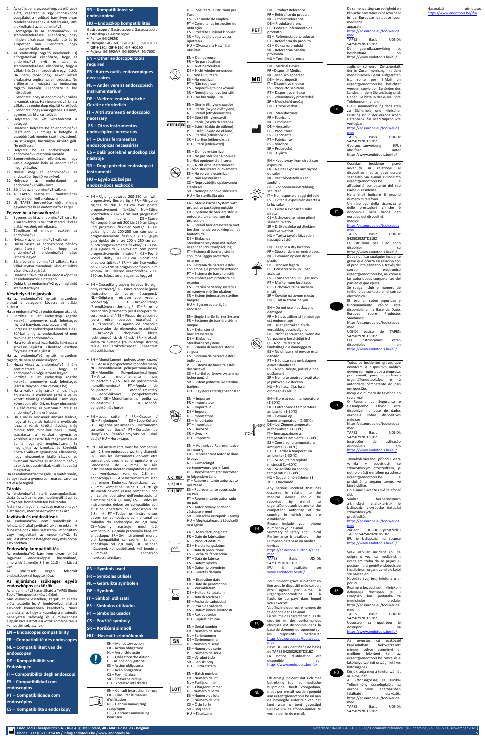2. Az orális behelyezéssel végzett eljárások előtt, végezzen el egy endoszkópos vizsgálatot a nyelőcső bármilyen olyan rendellenességének a feltárására, ami blokkolhatná az endomina®v2.
3. Csomagolja ki az endomina®v2, és szemrevételezéssel ellenőrizze, hogy minden alkatrésze megtalálható és jó állapotban van. Ellenőrizze, hogy nincsenek kiálló részek.
4. Az endoszkóp rögzítő kerekének (H) elforgatásával ellenőrizze, hogy az endomina®v2 nyít és zár, és szemrevételezéssel ellenőrizze, hogy a vállak (B és C) elmozdulnak-e egymástól. Ha nem mozdulnak, akkor kézzel elválasztva segítse az elmozdulást. Ne erőltesse a mozgást az endoszkóp rögzítő kerekén. Ellenőrizze a kar működését.
5. Ellenőrizze, hogy az endomina®v2 vállak le vannak zárva. Ha nincsenek, zárja le a vállakat az endoszkóp rögzítő kerekével.
6. Ellenőrizze, hogy a kar egyenes. Ha nem, egyenesítse ki a kar tolóval.
7. Helyezzen be két vezetődrótot a betegbe.
8. Óvatosan helyezze be az endomina®v2 (legfeljebb 60 cm-ig) a betegbe a vezetődrótok mentén (zárt helyzetben). Ha szükséges, használjon síkosító gélt. Ne erőltesse.
9. Helyezze be az endoszkópot az endomina®v2 csatornái mentén.
10. Szemrevételezéssel ellenőrizze, hogy van-e elegendő hely az endomina®v2 megnyitásához.
11. Nyissa meg az endomina®v2 az endoszkóp rögzítő kerekével.
12. Helyezze az endoszkópot az endomina®v2 vállak közé.
13. Zárja be az endomina®v2 vállakat.
14. A TAPES használati útmutatójának megfelelően kell alkalmazni
15. Új TAPES bevezetése előtt mindig egyenesítse ki az endomina®v2 karját.

## Fejezze be a beavatkozást

1. Egyenesítse ki az endomina®v2 kart. Ha a kar továbbra is hajlított marad, lásd az alábbi részletes eljárást.
2. Távolítson el minden eszközt az endomina®v2.
3. Nyissa ki az endomina®v2 vállakat.
4. Húzza vissza az endoszkópot néhány centiméterrel (2–5), hogy az endomina®v2 endomina®v2 vége látható legyen.
5. Zárja be az endomina®v2 vállakat. Ha a vállak nyitva maradnak, lásd az alábbi részletes eljárást.
6. Óvatosan távolítsa el az endoszkópot és az endomina®v2 a betegből.
7. Dobja ki az endomina®v2 egy megfelelő szeméttartályba.

## Vészhelyzeti eljárások

Ha az endomina®v2 nyitott helyzetben elakad a betegben, kövesse az alábbi eljárást:

Ha az endomina®v2 az endoszkópon akad el:

1. Fordítsa el az endoszkóp rögzítő kerekét, amennyire csak lehetséges (nyitási irányban, azaz csavarja ki)
2. Forgassa az endoszkópot felváltva + és - 90°-kal, amíg az endoszkópot el nem távolítja az endomina®v2.
3. Ha a vállak még mindig kiakadnak és a beteg vérzik, ebben az esetben folytassa az alább leírt eljárást.
4. Ha a vállak nem kiakadva kiakadnak, folytassa szokásos eljárást. Ellenőrző esetben folytassa ezt az eljárást.

Ha az endomina®v2 nyitott helyzetben ragadt, de nem az endoszkópon:

1. Húzza vissza az endoszkópot néhány centiméterrel (2–5), hogy az endomina®v2 vége látható legyen.
2. Fordítsa el az endoszkóp rögzítő kerekét, amennyire csak lehetséges (zárási irányban, azaz csavarja be).
3. Ha a vállak még mindig nyitottak, átjussanak a nyelőcsőn (azaz a vállak közötti távolság körülbelül 3 mm vagy kevesebb), ellenőrizze, hogy nincsenek-e kiálló részek, és óvatosan húzza ki az endomina®v2, ne erőltesse.
4. Ha a vállak nincsenek annyira lezárva, hogy át tudjanak haladni a nyelőcsőn (azaz a vállak közötti távolság még mindig több mint körülbelül 3 mm), csúsztassa a vállakat egymáshoz közelebb a passzív lab megnyomásával és a fogantyú meghúzásával. Ez megnyitja az izmokat, és közelebb hozza a vállakat egymáshoz. Ellenőrizze, hogy nincsenek-e kiálló részek, és óvatosan távolítsa el az endomina®v2, az aktív és passzív lábak közötti tapadást megtartva.

Ha az endomina®v2 megsérül a műtét során, és egy része a gyomorban marad, távolítsa azt el a betegből.

## Tárolás

Az endomina®v2 steril csomagolásban, tiszta és száraz helyen, napfénytől távol és környezeti hőmérsékleten kell tárolni.
A steril csomagot nem szabad más csomagok alatt tárolni, mert összenyomhatják azt.

## Javítások és módosítások

Az endomina®v2 nem rendelkezik a felhasználó által javítható alkatrészekkel. A felhasználónak tilos szétszedni, módosítani vagy megjavítani az endomina®v2. Ez sérülést okozhat a betegben vagy más orvosi eszközökben.

## Endoszkóp kompatibilitás

Az endomina®v2 bármilyen olyan felnőtt rugalmas endoszkóppal használható, amelynek átmérője 8,5 és 11,0 mm között van.
Az utasítások végén felsorolt endoszkópokkal hagyták jóvá.

## Az eljáráshoz szükséges egyéb endoszkópos eszközök

Az endomina®v2 használható a TAPES (Endo Tools Therapeutics) készülékkel.
Más eszközök esetében, kérjük, az eljárás előtt teszteljen le. A fémhuzallal ellátott eszközök könnyebben kezelhetők. Nincs garancia arra, hogy a kizárólag a munkahossz behelyezési szélesség és a munkahossz alapján kiválasztott eszközök kombinálhatók lesznek.

## EN – Endoscopes compatibility
## FR – Compatibilité des endoscopes
## NL – Compatibiliteit van de endoscopen
## DE – Kompatibilität von Endoskopen
## IT – Compatibilità degli endoscopi
## ES – Compatibilidad com endoscopios
## PT – Compatibilidade com endoscópios
## CS – Kompatibilita s endoskopy
## SR – Kompatibilnost sa endoskopima
## HU – Endoszkóp kompatibilitás

Gastroscope / Gastroscope / Gastroscoop / Gastroskop / Gastroscopio

- Pentax EG-2985K
- Olympus GIF-160, GIF-Q165, GIF-H180, GIF-H180J, GIF-H190, GIF-HQ190
- Fujinon EG-590WR, EG-600WR, EG-760Z

## EN – Other endoscopic tools required
## FR –Autres outils endoscopiques nécessaires
## NL – Ander vereist endoscopisch instrumentarium
## DE – Weitere endoskopische Geräte erforderlich
## IT – Altri strumenti endoscopici necessary
## ES – Otros instrumentos endoscópicos necesarios
## PT – Outras ferramentas endoscópicas necessárias
## CS – Další potřebné endoskopické nástroje
## SR – Drugi potrebni endoskopski instrumenti
## HU – Egyéb szükséges endoszkópos eszközök

- EN – Rigid guidewires 200-250 cm with progressively flexible tip / FR – Fils-guide rigides de 200 à 250 cm avec pointe progressivement flexible/ NL – Stijve voerdraden 200-250 cm met progressief flexibele punt/ DE – Starre Führungsdrähte mit 200 bis 250 cm Länge und progressiv flexibler Spitze/ IT – Fili guida rigidi da 200-250 cm con punta progressivamente flessibile / ES – guías guía rígidas de entre 200 y 250 cm con punta progresivamente flexible/ PT – Fios-guia rígidos de 200-250 cm com ponta progressivamente flexível/ CS – Tuhé vodicí drátky 200–250 cm s postupně ohebnou špičkou/ SR – Krute žice-vodice od 200-250 cm sa progresivno fleksibilnim vrhom/ HU – Merev vezetődrótok 200–250 cm, fokozatosan rugalmas heggyel
- EN – Crocodile grasping forceps (foreign body retriever)/ FR – Pince crocodile (pour l'extraction de corps étrangers)/ NL – Grijptang (retriever voor vreemd voorwerp)/ DE – Krokodilzange (Fremdkörperentfernung)/ IT – Pinze a coccodrillo (strumento per il recupero dei corpi estranei)/ ES – Pinzas de cocodrilo (para retirar cuerpos extraños) / PT – "Forceps" de aperto de crocodilo (recuperador de elementos estranhos)/ CS – Krokodýlí uchopovací kleště (odstraňovač cizích těles)/ SR – Krokodil klešta za hvatanje (za izvlačenje stranog tela)/ HU – Krokodilcsipesz (idegentest eltávolításához)
- EN – Monofilament polypectomy snare/ FR – Anse à polypectomie monofilament/ NL – Monofilament poliepectomie-lasso/ DE – Monofile Polypektomieschlinge/ IT – Ansa monofilamento per polipectomia / ES – Asa de polipectomía monofilamentosa/ PT – Argola de polipectomia monofilamentar/ CS – Jednovláknová polypektomická klička/ SR – Monofilamentna petlja za polipektomiju/ HU – Monofil polipektómiás hurok
- EN – Loop cutter / FR – Ciseaux / NL – Ringknipper/ DE – Loop-Cutter/ IT – Tagliierina per ansa/ ES – Instrumento cortante de bucle/ PT – Cortador de "loop"/ CS – Řezačka smyček/ SR – Sekač petlje/ HU – Huroksvágó.
- EN – All instruments must be compatible with 2.8mm endoscope working channel/ FR – Tous les instruments doivent être compatibles avec le canal opératoire de l'endoscope de 2,8 mm/ NL – Alle instrumenten moeten compatibel zijn met het werkkanaal van de 2,8 mm endoscoop/ DE – Alle Instrumente müssen mit einem Endoskop-Arbeitskanal von 2,8 mm kompatibel sein/ IT – Tutti gli strumenti devono essere compatibili con un canale operativo dell'endoscopio di diametro pari a 2,8 mm/ ES – Todos los instrumentos deben ser compatibles con el tubo operativo del endoscopio de 2,8 mm/ PT – Todos os instrumentos devem ser compatíveis com o canal de trabalho do endoscópio de 2,8 mm/ CS – Všechny nástroje musí být kompatibilní s 2,8mm pracovním kanálem endoskopu/ SR – Svi instrumenti moraju biti kompatibilni sa radnim kanalom endoskopa od 2,8 mm/ HU – Minden műszernek kompatibilisnek kell lennie a 2,8 mm-es endoszkóp munkacsatornájával.

## EN – Symbols used
## FR – Symboles utilisés
## NL – Gebruikte symbolen
## DE – Symbole
## IT – Simboli utilizzati
## ES – Símbolos utilizados
## PT – Símbolos usados
## CS – Použité symboly
## SR – Korišćeni simboli
## HU – Használt szímbólumok

| Symbol | Meaning |
|---|---|
| ! | EN – Mandatory action<br>FR – Action obligatoire<br>NL – Verplichte actie<br>DE – Obligatorische Aktion<br>IT – Azione obbligatoria<br>ES – Acción obligatoria<br>PT – Ação obrigatória<br>CS – Povinná akce<br>SR – Obavezna radnja<br>HU – kötelező intézkedés |
| i | EN – Consult Instruction for use<br>FR – Consulter le manuel d'utilisation<br>NL – Gebruiksaanwijzing raadplegen<br>DE – Gebrauchsanweisung beachten<br>IT – Consultare le istruzioni per l'uso<br>ES – Ver modo de empleo<br>PT – Consultar as instruções de utilização<br>CS – Přečtěte si návod k použití<br>SR – Pogledajte uputstvo za upotrebu<br>HU – Olvassa el a Használati utasítást |
| (2) | EN – Do not reuse<br>FR – Ne pas réutiliser<br>NL – Niet herbruiken<br>DE – Nicht wiederverwenden<br>IT – Non riutilizzare<br>ES – No reutilizar<br>PT – Não reutilizar<br>CS – Nepoužívejte opakovaně<br>SR – Nemojte ponovo koristiti<br>HU – Ne használja újra |
| STERILE EO | EN – Sterile (Ethylene oxyde)<br>FR – Stérile (oxyde d'éthylène)<br>NL – Steriel (ethyleenoxide)<br>DE – Steril (Ethylenoxyd)<br>IT – Sterile (ossido di etilene)<br>ES – Estéril (óxido de etileno)<br>PT – Estéril (óxido de etileno)<br>CS – Sterilní (ethylenoxid)<br>SR – Sterilno (etilen-oksid)<br>HU – Steril (etilén-oxid) |
| STERILIZE | EN – Do not re-sterilize<br>FR – Ne pas stériliser à nouveau<br>NL- Niet opnieuw steriliseren<br>DE – Nicht erneut sterilisieren<br>IT–Non sterilizzare nuovamente<br>ES – No volver a esterilizar<br>PT – Não reesterilizar<br>CS – Neprovádějte opakovanou sterilizaci<br>SR – Nemojte ponovo sterilisati<br>HU – Ne sterilizálja újra |
| | EN – Sterile Barrier System with protective packaging outside<br>FR – Système de barrière stérile entouré d'un emballage de protection<br>NL – Steriel barrièresysteem met beschermende verpakking aan de buitenzijde<br>DE – Einfaches Sterilbarrieresystem mit äußeren liegender Schutzverpackung<br>IT – Sistema di barriera sterile con imballaggio protettivo esterno<br>ES – Sistema de barrera estéril con embalaje protector exterior<br>PT – Sistema de barreira estéril com embalagem protetora no exterior<br>CS – Sterilní bariérový systém s ochranným vnějším obalem<br>SR – Sistem jednostruke sterilne barijere<br>HU – Egyszeres sterilgát-rendszer |
| | EN– Single Sterile Barrier System<br>FR – Système de barrière stérile unique<br>NL – Enkel steriel barrièresysteem<br>DE – Einfaches Sterilbarrieresystem<br>IT – Sistema di barriera sterile singola<br>ES – Sistema de barrera estéril individual<br>PT – Sistema de barreira estéril descartável<br>CS – Sterilní bariérový systém na jedno použití<br>SR – Sistem jednostruke sterilne barijere<br>HU – Egyszeres sterilgát-rendszer |
| REF | EN – Product Reference<br>FR – Référence du produit<br>NL – Productreferentie<br>DE – Produktreferenz<br>IT – Codice di riferimento del prodotto<br>ES – Referencia del producto<br>PT – Referência do produto<br>CS – Odkaz na produkt<br>SR – Referentna oznaka proizvoda<br>HU – Termékreferencia |
| MD | EN – Medical Device<br>FR –Dispositif Médical<br>NL – Medisch apparaat<br>DE – Medizingerät<br>IT – Dispositivo medico<br>ES – Producto sanitario<br>PT – Dispositivo médico<br>CS – Zdravotnický prostředek<br>SR – Medicinski uređaj<br>HU – Orvosi eszköz |
| | EN – Manufacturer<br>FR – Fabricant<br>NL – Producent<br>DE – Hersteller<br>IT – Produttore<br>ES – Fabricante<br>PT – Fabricante<br>CS – Výrobce<br>SR – Proizvođač<br>HU – Gyártó |
| | EN – Keep away from direct sun exposure<br>FR – Ne pas exposer aux rayons du soleil<br>NL – Niet blootstellen aan zonlicht<br>DE – Vor Sonneneinstrahlung schützen<br>IT – Non esporre ai raggi del sole<br>ES – Evitar la exposición directa a la luz solar<br>PT – Evitar a exposição solar direta<br>CS – Uchovávejte mimo přímé sluneční světlo<br>SR – Držite daleko od direktne sunčeve svetlosti<br>HU – Tartsa távol a közvetlen napsugárzástól |
| | EN – Keep in a dry location<br>FR – Stocker dans un endroit sec<br>NL – Bewaren op een droge plaats<br>DE – Trocken lagern<br>IT – Conservare in un luogo asciutto<br>ES – Conservar en un lugar seco<br>PT – Manter num local seco<br>CS – Uchovávejte na suchém místě<br>SR – Čuvajte na suvom mestu<br>HU – Tartsa száraz helyen |
| | EN – Do not use if package is damaged<br>FR – Ne pas utiliser si l'emballage est endommagé<br>NL – Niet gebruiken als de verpakking beschadigd is<br>DE – Nicht gebrauchen, wenn die Verpackung beschädigt ist!<br>IT – Non utilizzare se l'imballaggio è danneggiato<br>ES – No utilizar si el envase está dañado<br>PT – Não usar se a embalagem estiver danificada<br>CS – Nepoužívejte, pokud je obal poškozený<br>SR – Nemojte upotrebljavati ako je pakovanje oštećeno<br>HU – Ne használja, ha a csomagolás sérült |
| 1°C – 30°C | EN – Store at room temperature (1-30°C)<br>FR – Entreposer à température ambiante (1-30°C)<br>NL – Bewaar op kamertemperatuur (1-30°C)<br>DE – bei Zimmertemperatur aufbewahren (1-30°C)<br>IT – Immagazzinare a temperatura ambiente (1-30°C)<br>ES – Conservar a temperatura ambiente (1-30 °C)<br>PT – Guardar à temperatura ambiente (1-30 °C)<br>CS – Skladujte při teplotě místnosti (1—30°C)<br>SR – Skladištite na sobnoj temperaturi (1-30°C)<br>HU – Szobahőmérsékleten (1-30 °C) tárolandó |
| UK REP / SR REP / CH REP | EN – Authorized Representative in Country<br>FR – Représentant autorisé dans le pays<br>NL – Gemachtigd vertegenwoordiger in land<br>DE – Bevollmächtigter Vertreter in folgendem Land<br>IT – Rappresentante autorizzato nel Paese<br>ES – Representante autorizado en País<br>PT – Representante autorizado no país<br>CS – Autorizovaný obchodní zástupce v zemi<br>SR – Ovlašćeni zastupnik u zemlji<br>HU – Meghatalmazott képviselő országban |
| | EN – Manufacturing date<br>FR – Date de fabrication<br>NL – Productiedatum<br>DE – Herstellungsdatum<br>IT – Data di produzione<br>ES – Fecha de fabricación<br>PT – Data de fabrico<br>CS – Datum výroby<br>SR – Datum proizvodnje<br>HU – Gyártás dátuma |
| | EN – Expiration date<br>FR – Date de péremption<br>NL – Vervaldatum<br>DE – Haltbarkeitsdatum<br>IT – Data di scadenza<br>ES – Fecha de caducidad<br>PT – Prazo de validade<br>CS – Datum konce životnosti<br>SR – Rok upotrebe<br>HU – Lejárati dátuma |
| SN | EN – Serial number<br>FR – Numéro de série<br>NL – Serienummer<br>DE – Seriennummer<br>IT – Numero di serie<br>ES – Número de serie<br>PT – Número de série<br>CS – Výrobní číslo<br>SR – Serijski broj<br>HU – Sorozatszám |
| LOT | EN – Batch number<br>FR – Numéro de lot<br>NL – Partijnummer<br>DE – Chargennummer<br>IT – Numero di lotto<br>ES – Número de lote<br>PT – Número de lote<br>CS – Číslo šarže<br>SR – Broj serije<br>HU – Tételszám |

**EN** – Any serious incident that has occurred in relation to the medical device should be reported by e-mail to urgent@endotools.be and to the competent authority of the country in which you are established
Please include your phone number in your e-mail.
Summary of Safety and Clinical Performance is available in the European database on medical devices
https://ec.europa.eu/tools/eudamed
TAPES Basic UDI-DI: 542502928TDS1BZ
IFU is available on www.endotools.be/ifu/

**FR** – Tout incident grave survenant en lien avec le dispositif médical doit être signalé par e-mail à urgent@endotools.be et à l'autorité du pays dans lequel vous exercez
Veuillez indiquer votre numéro de téléphone dans l'e-mail.
Le résumé des caractéristiques de sécurité et des performances cliniques est disponible dans la base de données européenne sur les dispositifs médicaux : https://ec.europa.eu/tools/eudamed
Basic UDI-DI (identifiant de base) de TAPES 542502928TDS1BZ
La notice d'utilisation est disponible sur https://www.endotools.be/ifu/

**NL** – Elk ernstig incident dat zich met betrekking tot het medische hulpmiddel heeft voorgedaan, moet per e-mail worden gemeld aan urgent@endotools.be en aan de bevoegde autoriteit van het land waar u bent gevestigd
Gelieve uw telefoonnummer te vermelden in de e-mail.
De samenvatting van veiligheid en klinische prestaties is beschikbaar in de Europese database voor medische apparaten: https://ec.europa.eu/tools/eudamed
TAPES Basic UDI-DI: 542502928TDS1BZ
De gebruiksaanwijzing is beschikbaar op https://www.endotools.be/ifu/

**DE** – Jeglicher schwerer Zwischenfall, der in Zusammenhang mit dem medizinischen Gerät aufgetreten ist, sollte per E-Mail an urgent@endotools.be berichtet werden, sowie den Behörden des Landes, in dem Sie ansässig sind. Geben Sie bitte in der E-Mail Ihre Telefonnummer an.
Die Zusammenfassung der Daten zu Sicherheit und klinischer Leistung ist in der europäischen Datenbank für Medizinprodukte verfügbar: https://ec.europa.eu/tools/eudamed
TAPES Basic UDI-DI: 542502928TDS1BZ
Gebrauchsanweisung (IFU) abrufbar unter https://www.endotools.be/ifu/

**IT** – Qualsiasi incidente grave avvenuto in relazione al dispositivo medico deve essere segnalato via e-mail all'indirizzo urgent@endotools.be e all'autorità competente del suo Paese di residenza.
Nella mail indicare il proprio numero di telefono.
Un riepilogo della sicurezza e delle prestazioni cliniche è disponibile nella banca dati europea dei dispositivi medici: https://ec.europa.eu/tools/eudamed
TAPES Basic UDI-DI: 542502928TDS1BZ
Le istruzioni per l'uso sono disponibili su https://www.endotools.be/ifu/

**ES** – Debe notificar cualquier incidente grave que ocurra en relación con el producto sanitario a través del correo electrónico urgent@endotools.be, así como a las autoridades competentes del país en el que ejerza.
Se ruega incluir el número de teléfono de contacto en el correo electrónico.
El resumen sobre seguridad y funcionamiento clínico está disponible en la Base de Datos Europea sobre Productos Sanitarios: https://ec.europa.eu/tools/eudamed
UDI-DI básico de TAPES: 542502928TDS1BZ
Las instrucciones están disponibles en https://www.endotools.be/ifu/

**PT** – Todos os incidentes graves que envolvam o dispositivo médico devem ser reportados à empresa, por e-mail, para o endereço urgent@endotools.be, e à autoridade competente do país em questão.
Indique o número de telefone no seu e-mail.
O Resumo de Segurança e Desempenho Clínico está disponível na base de dados europeia sobre dispositivos médicos: https://ec.europa.eu/tools/eudamed
TAPES Basic UDI-DI: 542502928TDS1BZ
Instruções de utilização disponíveis em https://www.endotools.be/ifu/

**CS** – Jakoukoli závažnou příhodu, která vznikla v souvislosti se zdravotnickým prostředkem, je nutno ohlásit e-mailem na adresu urgent@endotools.be a příslušnému orgánu země, ve které sídlíte.
Do e-mailu uveďte i své telefonní číslo.
Souhrn bezpečnostních a klinických charakteristik je k dispozici v evropské databázi zdravotnických prostředků: https://ec.europa.eu/tools/eudamed
Základní UDI-DI prostředku TAPES: 542502928TDS1BZ
IFU je k dispozici na stránce https://www.endotools.be/ifu/

**SR** – Svaki ozbiljan incident koji se odigra u vezi sa medicinskim uređajem treba da se prijavi e-poštom na urgent@endotools.be i nadležnom organu zemlje u kojoj ste nastanjeni.
Navedite svoj broj telefona u e-poruci.
Rezime o bezbednosti i kliničkom delovanju je dostupan u Evropskoj bazi podataka za medicinske uređaje: https://ec.europa.eu/tools/eudamed
TAPES Basic UDI-DI: 542502928TDS1BZ
Uputstvo za upotrebu je dostupno na https://www.endotools.be/ifu/

**HU** – Az orvostechnikai eszközzel kapcsolatban bekövetkezett minden súlyos eseményt e-mailben jelenteni kell az urgent@endotools.be címre és a lakóhelye szerinti ország illetékes hatóságának.
Kérjük, adja meg a telefonszámát az e-mailben.
A Biztonságosság és Klinikai Teljesítmény összefoglalója az európai orvosi adatbázisban található eszközök: https://ec.europa.eu/tools/eudamed
TAPES Basic UDI-DI: 542502928TDS1BZ
Használati útmutató: https://www.endotools.be/ifu

Endo Tools Therapeutics S.A. - Rue Auguste Piccard, 48 - 6041 Gosselies - Belgium
Phone : +32 (0)71 91 94 09 / info@endotools.be / www.endotools.be
Reference : IA-EM8616610505-00 / Document reference : [D-Endomina_v2-IFU—v13 - November 2021]